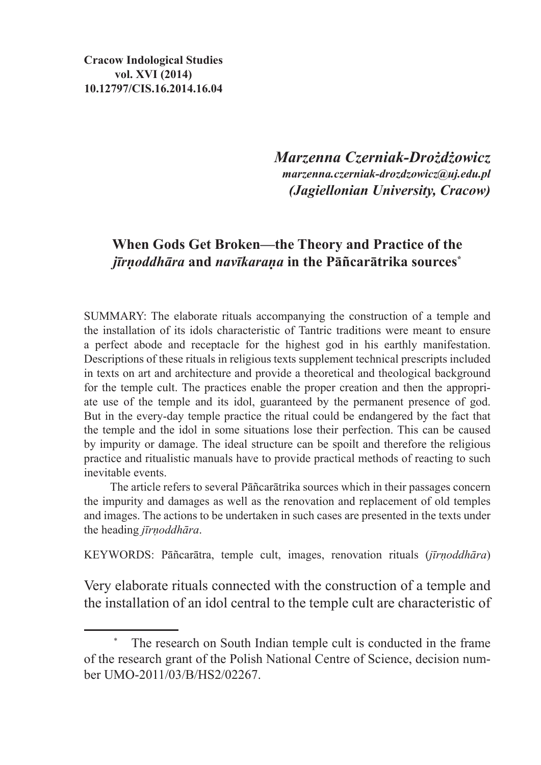**Cracow Indological Studies**
**vol. XVI (2014)**
**10.12797/CIS.16.2014.16.04**

***Marzenna Czerniak-Drożdżowicz***
***marzenna.czerniak-drozdzowicz@uj.edu.pl***
***(Jagiellonian University, Cracow)***

# When Gods Get Broken—the Theory and Practice of the *jīrṇoddhāra* and *navīkaraṇa* in the Pāñcarātrika sources*

SUMMARY: The elaborate rituals accompanying the construction of a temple and the installation of its idols characteristic of Tantric traditions were meant to ensure a perfect abode and receptacle for the highest god in his earthly manifestation. Descriptions of these rituals in religious texts supplement technical prescripts included in texts on art and architecture and provide a theoretical and theological background for the temple cult. The practices enable the proper creation and then the appropriate use of the temple and its idol, guaranteed by the permanent presence of god. But in the every-day temple practice the ritual could be endangered by the fact that the temple and the idol in some situations lose their perfection. This can be caused by impurity or damage. The ideal structure can be spoilt and therefore the religious practice and ritualistic manuals have to provide practical methods of reacting to such inevitable events.

The article refers to several Pāñcarātrika sources which in their passages concern the impurity and damages as well as the renovation and replacement of old temples and images. The actions to be undertaken in such cases are presented in the texts under the heading *jīrṇoddhāra*.

KEYWORDS: Pāñcarātra, temple cult, images, renovation rituals (*jīrṇoddhāra*)

Very elaborate rituals connected with the construction of a temple and the installation of an idol central to the temple cult are characteristic of

---

\* The research on South Indian temple cult is conducted in the frame of the research grant of the Polish National Centre of Science, decision number UMO-2011/03/B/HS2/02267.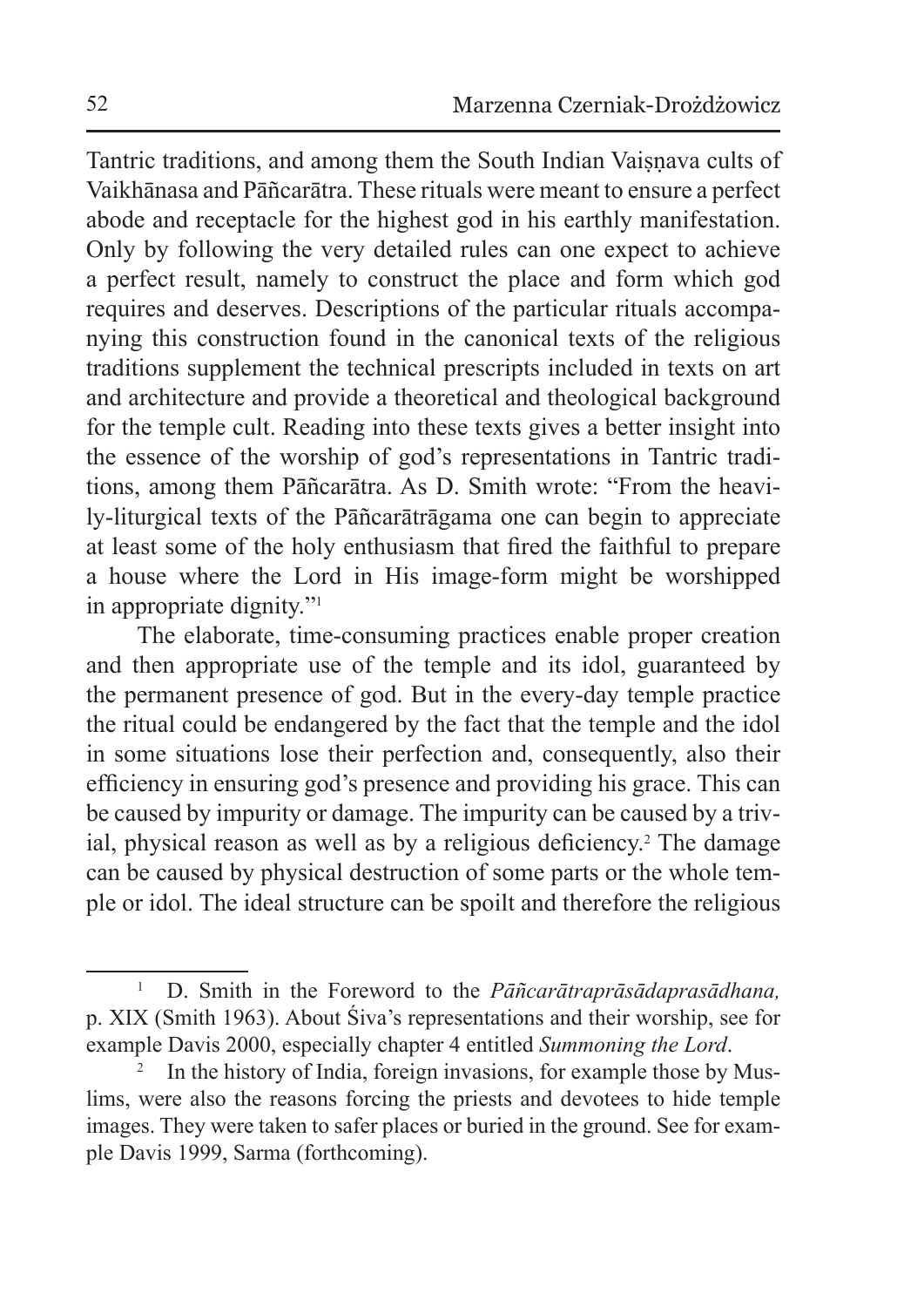Tantric traditions, and among them the South Indian Vaiṣṇava cults of Vaikhānasa and Pāñcarātra. These rituals were meant to ensure a perfect abode and receptacle for the highest god in his earthly manifestation. Only by following the very detailed rules can one expect to achieve a perfect result, namely to construct the place and form which god requires and deserves. Descriptions of the particular rituals accompanying this construction found in the canonical texts of the religious traditions supplement the technical prescripts included in texts on art and architecture and provide a theoretical and theological background for the temple cult. Reading into these texts gives a better insight into the essence of the worship of god's representations in Tantric traditions, among them Pāñcarātra. As D. Smith wrote: "From the heavily-liturgical texts of the Pāñcarātrāgama one can begin to appreciate at least some of the holy enthusiasm that fired the faithful to prepare a house where the Lord in His image-form might be worshipped in appropriate dignity."[1]

The elaborate, time-consuming practices enable proper creation and then appropriate use of the temple and its idol, guaranteed by the permanent presence of god. But in the every-day temple practice the ritual could be endangered by the fact that the temple and the idol in some situations lose their perfection and, consequently, also their efficiency in ensuring god's presence and providing his grace. This can be caused by impurity or damage. The impurity can be caused by a trivial, physical reason as well as by a religious deficiency.[2] The damage can be caused by physical destruction of some parts or the whole temple or idol. The ideal structure can be spoilt and therefore the religious

---

[1] D. Smith in the Foreword to the *Pāñcarātraprāsādaprasādhana,* p. XIX (Smith 1963). About Śiva's representations and their worship, see for example Davis 2000, especially chapter 4 entitled *Summoning the Lord*.

[2] In the history of India, foreign invasions, for example those by Muslims, were also the reasons forcing the priests and devotees to hide temple images. They were taken to safer places or buried in the ground. See for example Davis 1999, Sarma (forthcoming).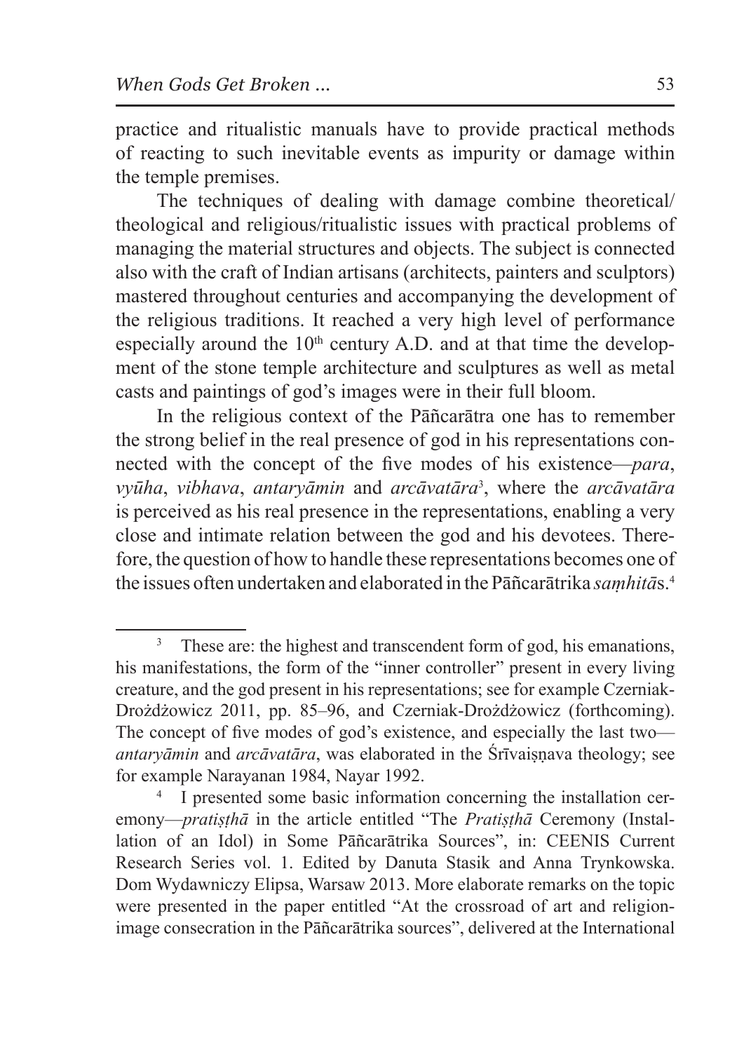practice and ritualistic manuals have to provide practical methods of reacting to such inevitable events as impurity or damage within the temple premises.

The techniques of dealing with damage combine theoretical/theological and religious/ritualistic issues with practical problems of managing the material structures and objects. The subject is connected also with the craft of Indian artisans (architects, painters and sculptors) mastered throughout centuries and accompanying the development of the religious traditions. It reached a very high level of performance especially around the 10th century A.D. and at that time the development of the stone temple architecture and sculptures as well as metal casts and paintings of god's images were in their full bloom.

In the religious context of the Pāñcarātra one has to remember the strong belief in the real presence of god in his representations connected with the concept of the five modes of his existence—*para*, *vyūha*, *vibhava*, *antaryāmin* and *arcāvatāra*[3], where the *arcāvatāra* is perceived as his real presence in the representations, enabling a very close and intimate relation between the god and his devotees. Therefore, the question of how to handle these representations becomes one of the issues often undertaken and elaborated in the Pāñcarātrika *saṃhitā*s.[4]

---

[3] These are: the highest and transcendent form of god, his emanations, his manifestations, the form of the "inner controller" present in every living creature, and the god present in his representations; see for example Czerniak-Drożdżowicz 2011, pp. 85–96, and Czerniak-Drożdżowicz (forthcoming). The concept of five modes of god's existence, and especially the last two—*antaryāmin* and *arcāvatāra*, was elaborated in the Śrīvaiṣṇava theology; see for example Narayanan 1984, Nayar 1992.

[4] I presented some basic information concerning the installation ceremony—*pratiṣṭhā* in the article entitled "The *Pratiṣṭhā* Ceremony (Installation of an Idol) in Some Pāñcarātrika Sources", in: CEENIS Current Research Series vol. 1. Edited by Danuta Stasik and Anna Trynkowska. Dom Wydawniczy Elipsa, Warsaw 2013. More elaborate remarks on the topic were presented in the paper entitled "At the crossroad of art and religion-image consecration in the Pāñcarātrika sources", delivered at the International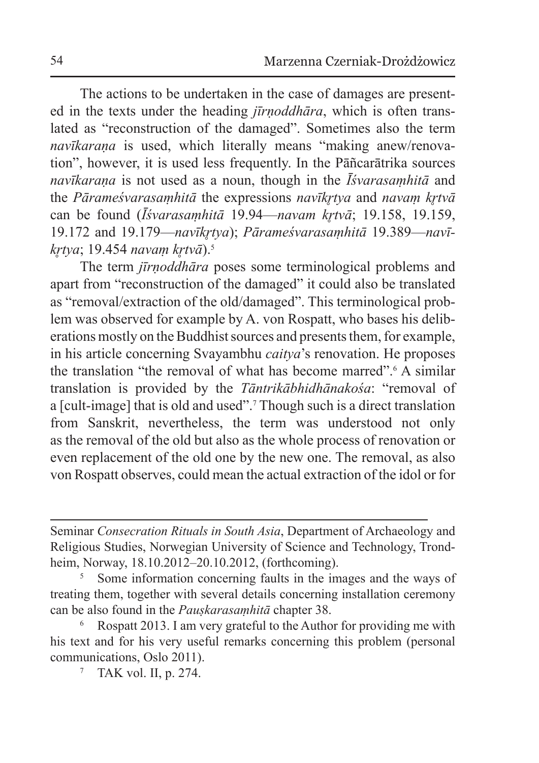The actions to be undertaken in the case of damages are presented in the texts under the heading *jīrṇoddhāra*, which is often translated as "reconstruction of the damaged". Sometimes also the term *navīkaraṇa* is used, which literally means "making anew/renovation", however, it is used less frequently. In the Pāñcarātrika sources *navīkaraṇa* is not used as a noun, though in the *Īśvarasaṃhitā* and the *Pārameśvarasaṃhitā* the expressions *navīkṛtya* and *navaṃ kṛtvā* can be found (*Īśvarasaṃhitā* 19.94—*navam kṛtvā*; 19.158, 19.159, 19.172 and 19.179—*navīkṛtya*); *Pārameśvarasaṃhitā* 19.389—*navīkṛtya*; 19.454 *navaṃ kṛtvā*).[5]

The term *jīrṇoddhāra* poses some terminological problems and apart from "reconstruction of the damaged" it could also be translated as "removal/extraction of the old/damaged". This terminological problem was observed for example by A. von Rospatt, who bases his deliberations mostly on the Buddhist sources and presents them, for example, in his article concerning Svayambhu *caitya*'s renovation. He proposes the translation "the removal of what has become marred".[6] A similar translation is provided by the *Tāntrikābhidhānakośa*: "removal of a [cult-image] that is old and used".[7] Though such is a direct translation from Sanskrit, nevertheless, the term was understood not only as the removal of the old but also as the whole process of renovation or even replacement of the old one by the new one. The removal, as also von Rospatt observes, could mean the actual extraction of the idol or for

---

Seminar *Consecration Rituals in South Asia*, Department of Archaeology and Religious Studies, Norwegian University of Science and Technology, Trondheim, Norway, 18.10.2012–20.10.2012, (forthcoming).

[5] Some information concerning faults in the images and the ways of treating them, together with several details concerning installation ceremony can be also found in the *Pauṣkarasaṃhitā* chapter 38.

[6] Rospatt 2013. I am very grateful to the Author for providing me with his text and for his very useful remarks concerning this problem (personal communications, Oslo 2011).

[7] TAK vol. II, p. 274.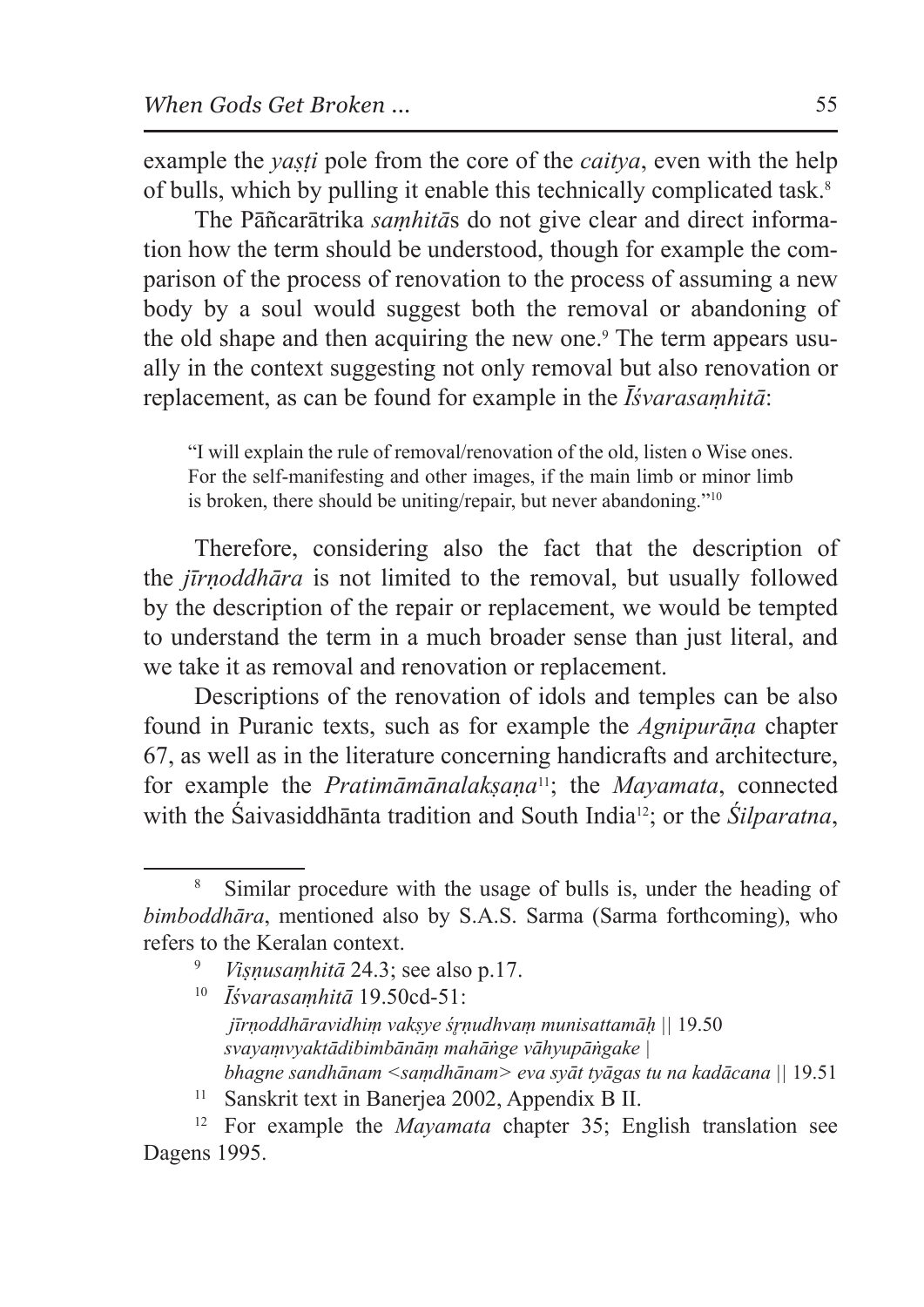example the *yaṣṭi* pole from the core of the *caitya*, even with the help of bulls, which by pulling it enable this technically complicated task.[8]

The Pāñcarātrika *saṃhitā*s do not give clear and direct information how the term should be understood, though for example the comparison of the process of renovation to the process of assuming a new body by a soul would suggest both the removal or abandoning of the old shape and then acquiring the new one.[9] The term appears usually in the context suggesting not only removal but also renovation or replacement, as can be found for example in the *Īśvarasaṃhitā*:

> "I will explain the rule of removal/renovation of the old, listen o Wise ones. For the self-manifesting and other images, if the main limb or minor limb is broken, there should be uniting/repair, but never abandoning."[10]

Therefore, considering also the fact that the description of the *jīrṇoddhāra* is not limited to the removal, but usually followed by the description of the repair or replacement, we would be tempted to understand the term in a much broader sense than just literal, and we take it as removal and renovation or replacement.

Descriptions of the renovation of idols and temples can be also found in Puranic texts, such as for example the *Agnipurāṇa* chapter 67, as well as in the literature concerning handicrafts and architecture, for example the *Pratimāmānalakṣaṇa*[11]; the *Mayamata*, connected with the Śaivasiddhānta tradition and South India[12]; or the *Śilparatna*,

---

[8] Similar procedure with the usage of bulls is, under the heading of *bimboddhāra*, mentioned also by S.A.S. Sarma (Sarma forthcoming), who refers to the Keralan context.

[9] *Viṣṇusaṃhitā* 24.3; see also p.17.

[10] *Īśvarasaṃhitā* 19.50cd-51:
*jīrṇoddhāravidhiṃ vakṣye śṛṇudhvaṃ munisattamāḥ* || 19.50
*svayaṃvyaktādibimbānāṃ mahāṅge vāhyupāṅgake* |
*bhagne sandhānam <saṃdhānam> eva syāt tyāgas tu na kadācana* || 19.51

[11] Sanskrit text in Banerjea 2002, Appendix B II.

[12] For example the *Mayamata* chapter 35; English translation see Dagens 1995.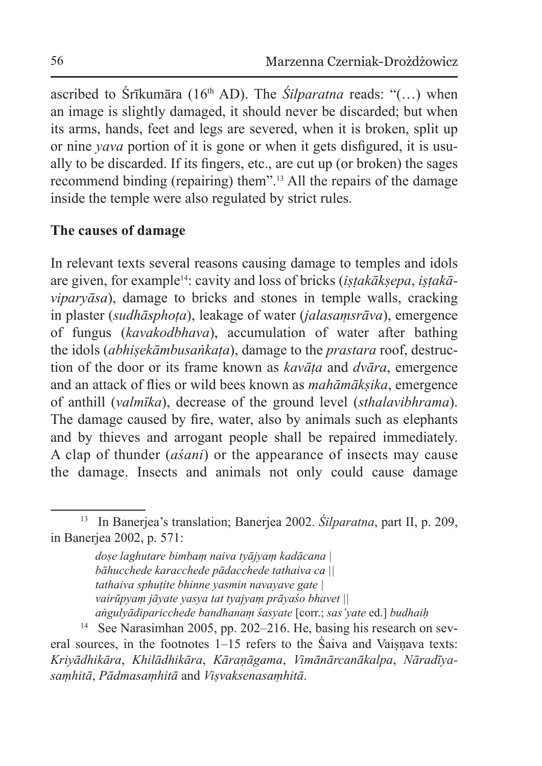ascribed to Śrīkumāra (16th AD). The *Śilparatna* reads: "(…) when an image is slightly damaged, it should never be discarded; but when its arms, hands, feet and legs are severed, when it is broken, split up or nine *yava* portion of it is gone or when it gets disfigured, it is usually to be discarded. If its fingers, etc., are cut up (or broken) the sages recommend binding (repairing) them".[13] All the repairs of the damage inside the temple were also regulated by strict rules.

**The causes of damage**

In relevant texts several reasons causing damage to temples and idols are given, for example[14]: cavity and loss of bricks (*iṣṭakākṣepa*, *iṣṭakāviparyāsa*), damage to bricks and stones in temple walls, cracking in plaster (*sudhāsphoṭa*), leakage of water (*jalasaṃsrāva*), emergence of fungus (*kavakodbhava*), accumulation of water after bathing the idols (*abhiṣekāmbusaṅkaṭa*), damage to the *prastara* roof, destruction of the door or its frame known as *kavāṭa* and *dvāra*, emergence and an attack of flies or wild bees known as *mahāmākṣika*, emergence of anthill (*valmīka*), decrease of the ground level (*sthalavibhrama*). The damage caused by fire, water, also by animals such as elephants and by thieves and arrogant people shall be repaired immediately. A clap of thunder (*aśani*) or the appearance of insects may cause the damage. Insects and animals not only could cause damage

---

[13] In Banerjea's translation; Banerjea 2002. *Śilparatna*, part II, p. 209, in Banerjea 2002, p. 571:

> *doṣe laghutare bimbaṃ naiva tyājyaṃ kadācana |*
> *bāhucchede karacchede pādacchede tathaiva ca ||*
> *tathaiva sphuṭite bhinne yasmin navayave gate |*
> *vairūpyaṃ jāyate yasya tat tyajyaṃ prāyaśo bhavet ||*
> *aṅgulyādiparicchede bandhanaṃ śasyate* [corr.; *sas'yate* ed.] *budhaiḥ*

[14] See Narasimhan 2005, pp. 202–216. He, basing his research on several sources, in the footnotes 1–15 refers to the Śaiva and Vaiṣṇava texts: *Kriyādhikāra*, *Khilādhikāra*, *Kāraṇāgama*, *Vimānārcanākalpa*, *Nāradīyasaṃhitā*, *Pādmasaṃhitā* and *Viṣvaksenasaṃhitā*.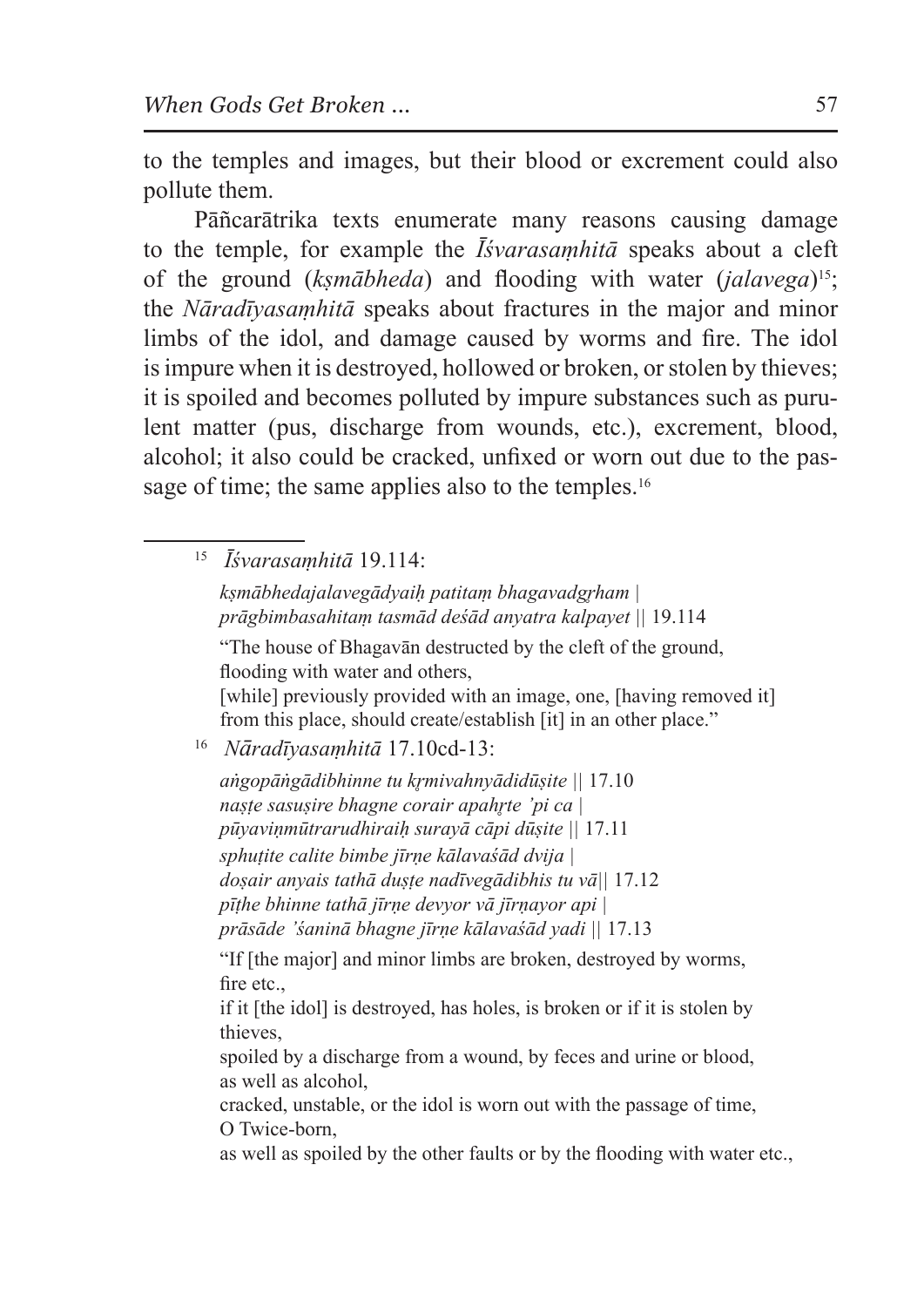to the temples and images, but their blood or excrement could also pollute them.

Pāñcarātrika texts enumerate many reasons causing damage to the temple, for example the *Īśvarasaṃhitā* speaks about a cleft of the ground (*kṣmābheda*) and flooding with water (*jalavega*)[15]; the *Nāradīyasaṃhitā* speaks about fractures in the major and minor limbs of the idol, and damage caused by worms and fire. The idol is impure when it is destroyed, hollowed or broken, or stolen by thieves; it is spoiled and becomes polluted by impure substances such as purulent matter (pus, discharge from wounds, etc.), excrement, blood, alcohol; it also could be cracked, unfixed or worn out due to the passage of time; the same applies also to the temples.[16]

---

[15] *Īśvarasaṃhitā* 19.114:

*kṣmābhedajalavegādyaiḥ patitaṃ bhagavadgṛham |*
*prāgbimbasahitaṃ tasmād deśād anyatra kalpayet* || 19.114

"The house of Bhagavān destructed by the cleft of the ground, flooding with water and others,
[while] previously provided with an image, one, [having removed it] from this place, should create/establish [it] in an other place."

[16] *Nāradīyasaṃhitā* 17.10cd-13:

*aṅgopāṅgādibhinne tu kṛmivahnyādidūṣite* || 17.10
*naṣṭe sasuṣire bhagne corair apahṛte 'pi ca |*
*pūyaviṇmūtrarudhiraiḥ surayā cāpi dūṣite* || 17.11
*sphuṭite calite bimbe jīrṇe kālavaśād dvija |*
*doṣair anyais tathā duṣṭe nadīvegādibhis tu vā*|| 17.12
*pīṭhe bhinne tathā jīrṇe devyor vā jīrṇayor api |*
*prāsāde 'śaninā bhagne jīrṇe kālavaśād yadi* || 17.13

"If [the major] and minor limbs are broken, destroyed by worms, fire etc.,
if it [the idol] is destroyed, has holes, is broken or if it is stolen by thieves,
spoiled by a discharge from a wound, by feces and urine or blood, as well as alcohol,
cracked, unstable, or the idol is worn out with the passage of time, O Twice-born,
as well as spoiled by the other faults or by the flooding with water etc.,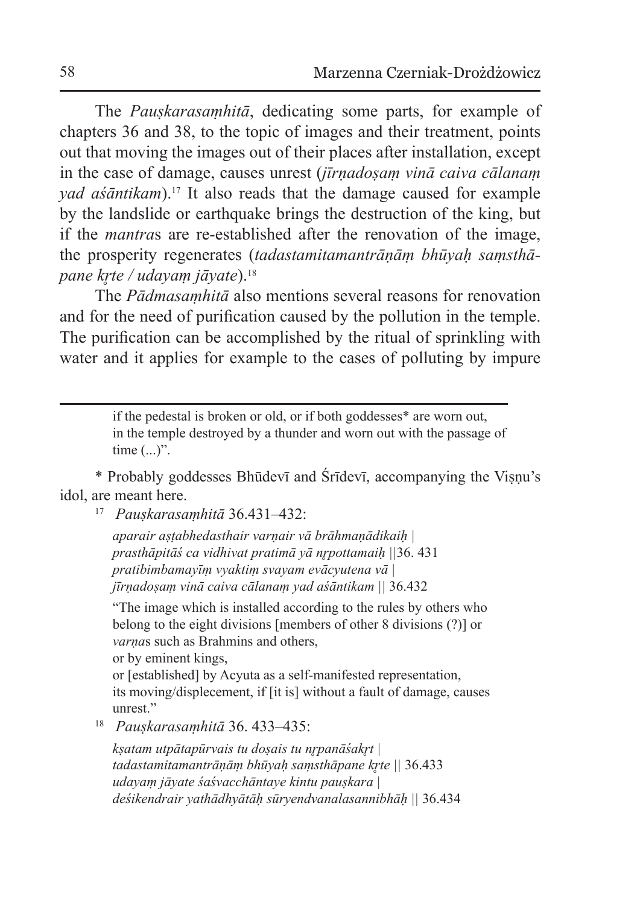The *Pauṣkarasaṃhitā*, dedicating some parts, for example of chapters 36 and 38, to the topic of images and their treatment, points out that moving the images out of their places after installation, except in the case of damage, causes unrest (*jīrṇadoṣaṃ vinā caiva cālanaṃ yad aśāntikam*).[17] It also reads that the damage caused for example by the landslide or earthquake brings the destruction of the king, but if the *mantra*s are re-established after the renovation of the image, the prosperity regenerates (*tadastamitamantrāṇāṃ bhūyaḥ saṃsthāpane kṛte / udayaṃ jāyate*).[18]

The *Pādmasaṃhitā* also mentions several reasons for renovation and for the need of purification caused by the pollution in the temple. The purification can be accomplished by the ritual of sprinkling with water and it applies for example to the cases of polluting by impure

---

> if the pedestal is broken or old, or if both goddesses* are worn out, in the temple destroyed by a thunder and worn out with the passage of time (...)".

* Probably goddesses Bhūdevī and Śrīdevī, accompanying the Viṣṇu's idol, are meant here.

[17] *Pauṣkarasaṃhitā* 36.431–432:

> *aparair aṣṭabhedasthair varṇair vā brāhmaṇādikaiḥ |*
> *prasthāpitāś ca vidhivat pratimā yā nṛpottamaiḥ* ||36. 431
> *pratibimbamayīṃ vyaktiṃ svayam evācyutena vā |*
> *jīrṇadoṣaṃ vinā caiva cālanaṃ yad aśāntikam* || 36.432
>
> "The image which is installed according to the rules by others who belong to the eight divisions [members of other 8 divisions (?)] or *varṇa*s such as Brahmins and others,
> or by eminent kings,
> or [established] by Acyuta as a self-manifested representation,
> its moving/displecement, if [it is] without a fault of damage, causes unrest."

[18] *Pauṣkarasaṃhitā* 36. 433–435:

> *kṣatam utpātapūrvais tu doṣais tu nṛpanāśakṛt |*
> *tadastamitamantrāṇāṃ bhūyaḥ saṃsthāpane kṛte* || 36.433
> *udayaṃ jāyate śaśvacchāntaye kintu pauṣkara |*
> *deśikendrair yathādhyātāḥ sūryendvanalasannibhāḥ* || 36.434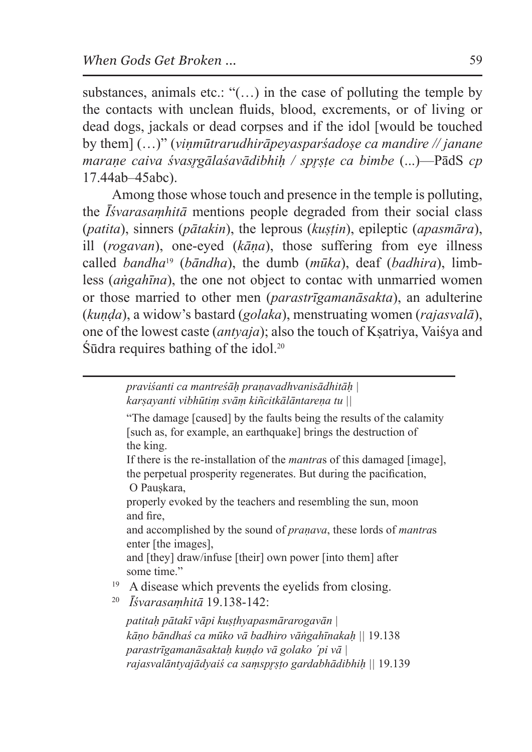substances, animals etc.: "(…) in the case of polluting the temple by the contacts with unclean fluids, blood, excrements, or of living or dead dogs, jackals or dead corpses and if the idol [would be touched by them] (…)" (*viṇmūtrarudhirāpeyasparśadoṣe ca mandire // janane maraṇe caiva śvasṛgālaśavādibhiḥ / spṛṣṭe ca bimbe* (...)—PādS *cp* 17.44ab–45abc).

Among those whose touch and presence in the temple is polluting, the *Īśvarasaṃhitā* mentions people degraded from their social class (*patita*), sinners (*pātakin*), the leprous (*kuṣṭin*), epileptic (*apasmāra*), ill (*rogavan*), one-eyed (*kāṇa*), those suffering from eye illness called *bandha*[19] (*bāndha*), the dumb (*mūka*), deaf (*badhira*), limbless (*aṅgahīna*), the one not object to contac with unmarried women or those married to other men (*parastrīgamanāsakta*), an adulterine (*kuṇḍa*), a widow's bastard (*golaka*), menstruating women (*rajasvalā*), one of the lowest caste (*antyaja*); also the touch of Kṣatriya, Vaiśya and Śūdra requires bathing of the idol.[20]

---

*praviśanti ca mantreśāḥ praṇavadhvanisādhitāḥ |*
*karṣayanti vibhūtiṃ svāṃ kiñcitkālāntareṇa tu ||*

"The damage [caused] by the faults being the results of the calamity [such as, for example, an earthquake] brings the destruction of the king.
If there is the re-installation of the *mantra*s of this damaged [image], the perpetual prosperity regenerates. But during the pacification, O Pauṣkara,
properly evoked by the teachers and resembling the sun, moon and fire,
and accomplished by the sound of *praṇava*, these lords of *mantra*s enter [the images],
and [they] draw/infuse [their] own power [into them] after some time."

[19] A disease which prevents the eyelids from closing.

[20] *Īśvarasaṃhitā* 19.138-142:

*patitaḥ pātakī vāpi kuṣṭhyapasmārarogavān |*
*kāṇo bāndhaś ca mūko vā badhiro vāṅgahīnakaḥ ||* 19.138
*parastrīgamanāsaktaḥ kuṇḍo vā golako ´pi vā |*
*rajasvalāntyajādyaiś ca saṃspṛṣṭo gardabhādibhiḥ ||* 19.139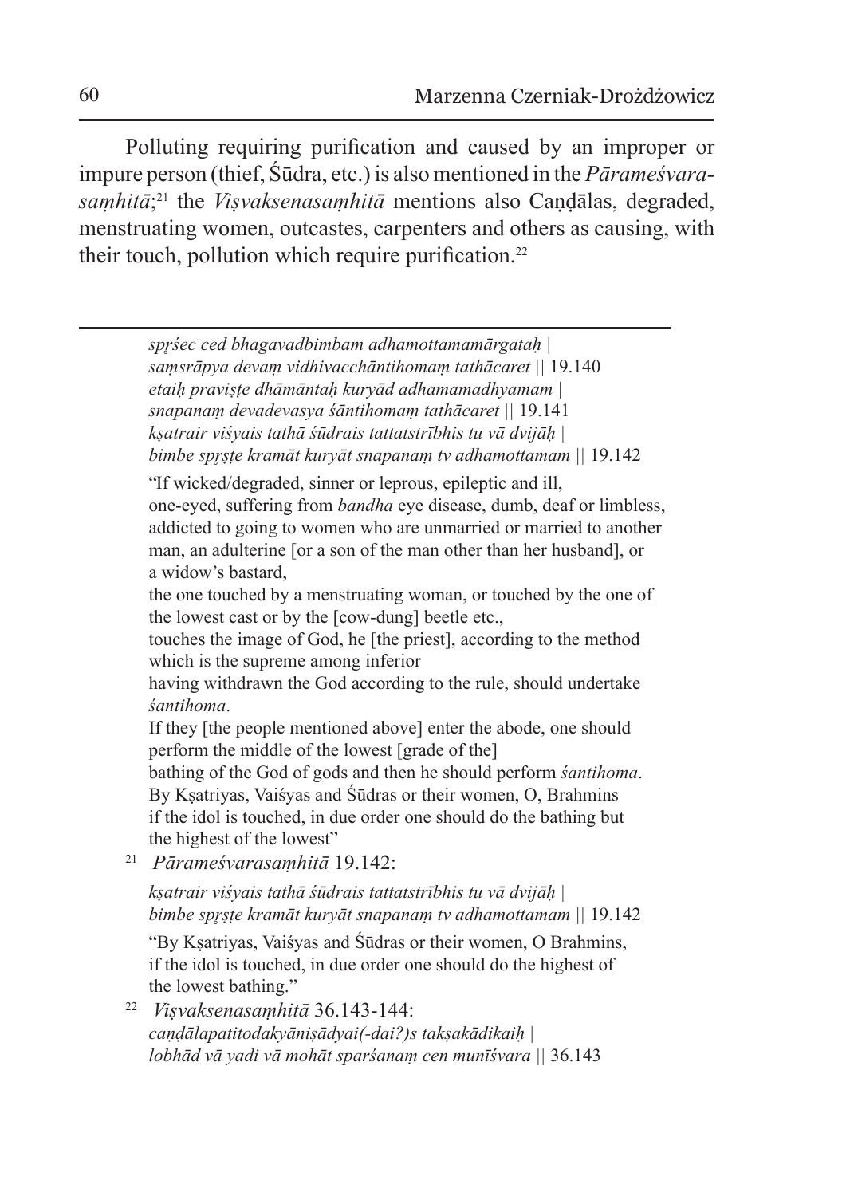Polluting requiring purification and caused by an improper or impure person (thief, Śūdra, etc.) is also mentioned in the *Pārameśvarasaṃhitā*;[21] the *Viṣvaksenasaṃhitā* mentions also Caṇḍālas, degraded, menstruating women, outcastes, carpenters and others as causing, with their touch, pollution which require purification.[22]

---

*spṛśec ced bhagavadbimbam adhamottamamārgataḥ |*
*saṃsrāpya devaṃ vidhivacchāntihomaṃ tathācaret ||* 19.140
*etaiḥ praviṣṭe dhāmāntaḥ kuryād adhamamadhyamam |*
*snapanaṃ devadevasya śāntihomaṃ tathācaret ||* 19.141
*kṣatrair viśyais tathā śūdrais tattatstrībhis tu vā dvijāḥ |*
*bimbe spṛṣṭe kramāt kuryāt snapanaṃ tv adhamottamam ||* 19.142

"If wicked/degraded, sinner or leprous, epileptic and ill,
one-eyed, suffering from *bandha* eye disease, dumb, deaf or limbless,
addicted to going to women who are unmarried or married to another man, an adulterine [or a son of the man other than her husband], or a widow's bastard,
the one touched by a menstruating woman, or touched by the one of the lowest cast or by the [cow-dung] beetle etc.,
touches the image of God, he [the priest], according to the method which is the supreme among inferior
having withdrawn the God according to the rule, should undertake *śantihoma*.
If they [the people mentioned above] enter the abode, one should perform the middle of the lowest [grade of the]
bathing of the God of gods and then he should perform *śantihoma*.
By Kṣatriyas, Vaiśyas and Śūdras or their women, O, Brahmins if the idol is touched, in due order one should do the bathing but the highest of the lowest"

[21] *Pārameśvarasaṃhitā* 19.142:

*kṣatrair viśyais tathā śūdrais tattatstrībhis tu vā dvijāḥ |*
*bimbe spṛṣṭe kramāt kuryāt snapanaṃ tv adhamottamam ||* 19.142

"By Kṣatriyas, Vaiśyas and Śūdras or their women, O Brahmins, if the idol is touched, in due order one should do the highest of the lowest bathing."

[22] *Viṣvaksenasaṃhitā* 36.143-144:
*caṇḍālapatitodakyāniṣādyai(-dai?)s takṣakādikaiḥ |*
*lobhād vā yadi vā mohāt sparśanaṃ cen munīśvara ||* 36.143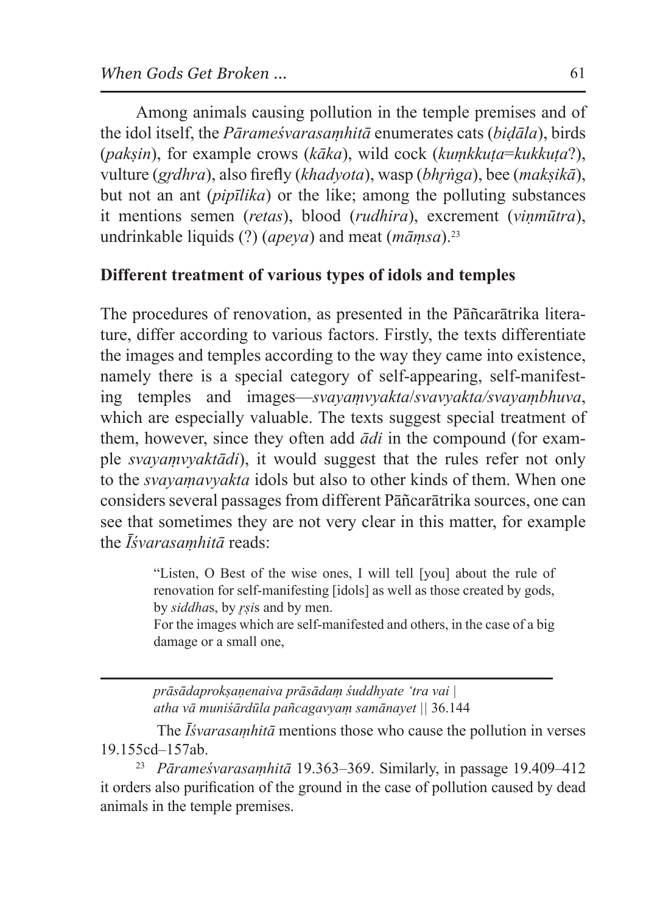Among animals causing pollution in the temple premises and of the idol itself, the *Pārameśvarasaṃhitā* enumerates cats (*biḍāla*), birds (*pakṣin*), for example crows (*kāka*), wild cock (*kuṃkkuṭa*=*kukkuṭa*?), vulture (*gṛdhra*), also firefly (*khadyota*), wasp (*bhṛṅga*), bee (*makṣikā*), but not an ant (*pipīlika*) or the like; among the polluting substances it mentions semen (*retas*), blood (*rudhira*), excrement (*viṇmūtra*), undrinkable liquids (?) (*apeya*) and meat (*māṃsa*).[23]

## Different treatment of various types of idols and temples

The procedures of renovation, as presented in the Pāñcarātrika literature, differ according to various factors. Firstly, the texts differentiate the images and temples according to the way they came into existence, namely there is a special category of self-appearing, self-manifesting temples and images—*svayaṃvyakta*/*svavyakta/svayaṃbhuva*, which are especially valuable. The texts suggest special treatment of them, however, since they often add *ādi* in the compound (for example *svayaṃvyaktādi*), it would suggest that the rules refer not only to the *svayaṃavyakta* idols but also to other kinds of them. When one considers several passages from different Pāñcarātrika sources, one can see that sometimes they are not very clear in this matter, for example the *Īśvarasaṃhitā* reads:

> "Listen, O Best of the wise ones, I will tell [you] about the rule of renovation for self-manifesting [idols] as well as those created by gods, by *siddha*s, by *ṛṣi*s and by men.
> For the images which are self-manifested and others, in the case of a big damage or a small one,

---

*prāsādaprokṣaṇenaiva prāsādaṃ śuddhyate 'tra vai |*
*atha vā muniśārdūla pañcagavyaṃ samānayet* || 36.144

The *Īśvarasaṃhitā* mentions those who cause the pollution in verses 19.155cd–157ab.

[23] *Pārameśvarasaṃhitā* 19.363–369. Similarly, in passage 19.409–412 it orders also purification of the ground in the case of pollution caused by dead animals in the temple premises.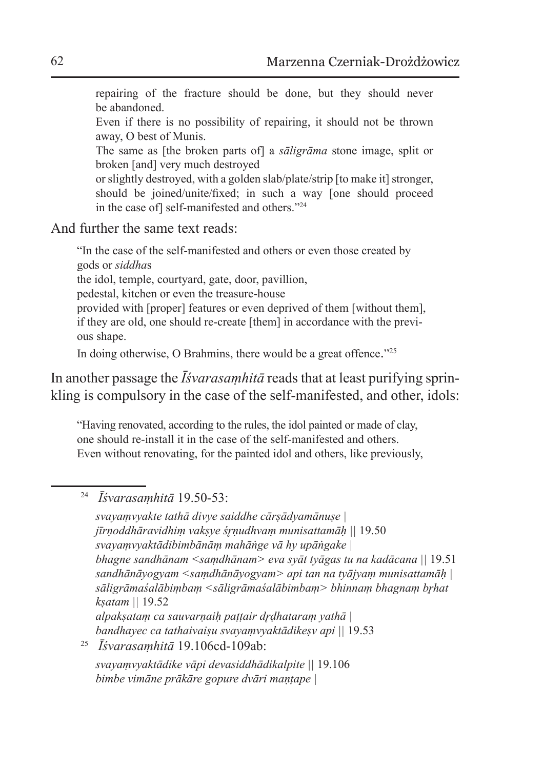> repairing of the fracture should be done, but they should never be abandoned.
> Even if there is no possibility of repairing, it should not be thrown away, O best of Munis.
> The same as [the broken parts of] a *sāligrāma* stone image, split or broken [and] very much destroyed
> or slightly destroyed, with a golden slab/plate/strip [to make it] stronger, should be joined/unite/fixed; in such a way [one should proceed in the case of] self-manifested and others."[24]

And further the same text reads:

> "In the case of the self-manifested and others or even those created by gods or *siddha*s
> the idol, temple, courtyard, gate, door, pavillion,
> pedestal, kitchen or even the treasure-house
> provided with [proper] features or even deprived of them [without them],
> if they are old, one should re-create [them] in accordance with the previous shape.
> In doing otherwise, O Brahmins, there would be a great offence."[25]

In another passage the *Īśvarasaṃhitā* reads that at least purifying sprinkling is compulsory in the case of the self-manifested, and other, idols:

> "Having renovated, according to the rules, the idol painted or made of clay,
> one should re-install it in the case of the self-manifested and others.
> Even without renovating, for the painted idol and others, like previously,

---

[24] *Īśvarasaṃhitā* 19.50-53:

*svayaṃvyakte tathā divye saiddhe cārṣādyamānuṣe |*
*jīrṇoddhāravidhiṃ vakṣye śṛṇudhvaṃ munisattamāḥ* || 19.50
*svayaṃvyaktādibimbānāṃ mahāṅge vā hy upāṅgake |*
*bhagne sandhānam <saṃdhānam> eva syāt tyāgas tu na kadācana* || 19.51
*sandhānāyogyam <saṃdhānāyogyam> api tan na tyājyaṃ munisattamāḥ |*
*sāligrāmaśalābiṃbaṃ <sāligrāmaśalābimbaṃ> bhinnaṃ bhagnaṃ bṛhat kṣatam* || 19.52
*alpakṣataṃ ca sauvarṇaiḥ paṭṭair dṛḍhataraṃ yathā |*
*bandhayec ca tathaivaiṣu svayaṃvyaktādikeṣv api* || 19.53

[25] *Īśvarasaṃhitā* 19.106cd-109ab:

*svayaṃvyaktādike vāpi devasiddhādikalpite* || 19.106
*bimbe vimāne prākāre gopure dvāri maṇṭape |*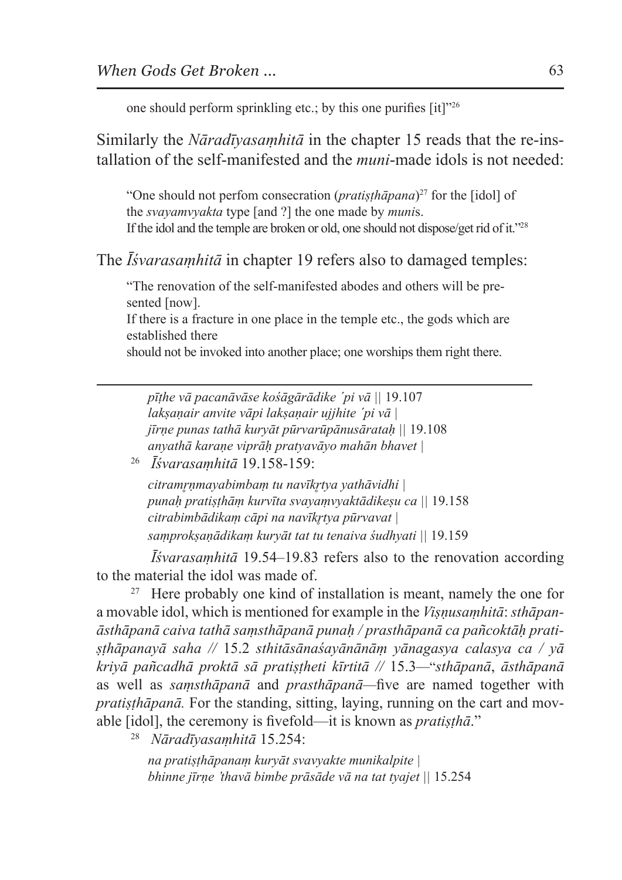one should perform sprinkling etc.; by this one purifies [it]"[26]

Similarly the *Nāradīyasaṃhitā* in the chapter 15 reads that the re-installation of the self-manifested and the *muni*-made idols is not needed:

> "One should not perfom consecration (*pratiṣṭhāpana*)[27] for the [idol] of the *svayamvyakta* type [and ?] the one made by *muni*s.
> If the idol and the temple are broken or old, one should not dispose/get rid of it."[28]

The *Īśvarasaṃhitā* in chapter 19 refers also to damaged temples:

> "The renovation of the self-manifested abodes and others will be presented [now].
> If there is a fracture in one place in the temple etc., the gods which are established there
> should not be invoked into another place; one worships them right there.

---

> *pīṭhe vā pacanāvāse kośāgārādike ´pi vā* || 19.107
> *lakṣaṇair anvite vāpi lakṣaṇair ujjhite ´pi vā |*
> *jīrṇe punas tathā kuryāt pūrvarūpānusārataḥ* || 19.108
> *anyathā karaṇe viprāḥ pratyavāyo mahān bhavet |*

[26] *Īśvarasaṃhitā* 19.158-159:

> *citramṛṇmayabimbaṃ tu navīkṛtya yathāvidhi |*
> *punaḥ pratiṣṭhāṃ kurvīta svayaṃvyaktādikeṣu ca* || 19.158
> *citrabimbādikaṃ cāpi na navīkṛtya pūrvavat |*
> *saṃprokṣaṇādikaṃ kuryāt tat tu tenaiva śudhyati* || 19.159

*Īśvarasaṃhitā* 19.54–19.83 refers also to the renovation according to the material the idol was made of.

[27] Here probably one kind of installation is meant, namely the one for a movable idol, which is mentioned for example in the *Viṣṇusaṃhitā*: *sthāpanāsthāpanā caiva tathā saṃsthāpanā punaḥ / prasthāpanā ca pañcoktāḥ pratiṣṭhāpanayā saha //* 15.2 *sthitāsānaśayānānāṃ yānagasya calasya ca / yā kriyā pañcadhā proktā sā pratiṣṭheti kīrtitā //* 15.3—"*sthāpanā*, *āsthāpanā* as well as *saṃsthāpanā* and *prasthāpanā*—five are named together with *pratiṣṭhāpanā.* For the standing, sitting, laying, running on the cart and movable [idol], the ceremony is fivefold—it is known as *pratiṣṭhā*."

[28] *Nāradīyasaṃhitā* 15.254:

> *na pratiṣṭhāpanaṃ kuryāt svavyakte munikalpite |*
> *bhinne jīrṇe 'thavā bimbe prāsāde vā na tat tyajet* || 15.254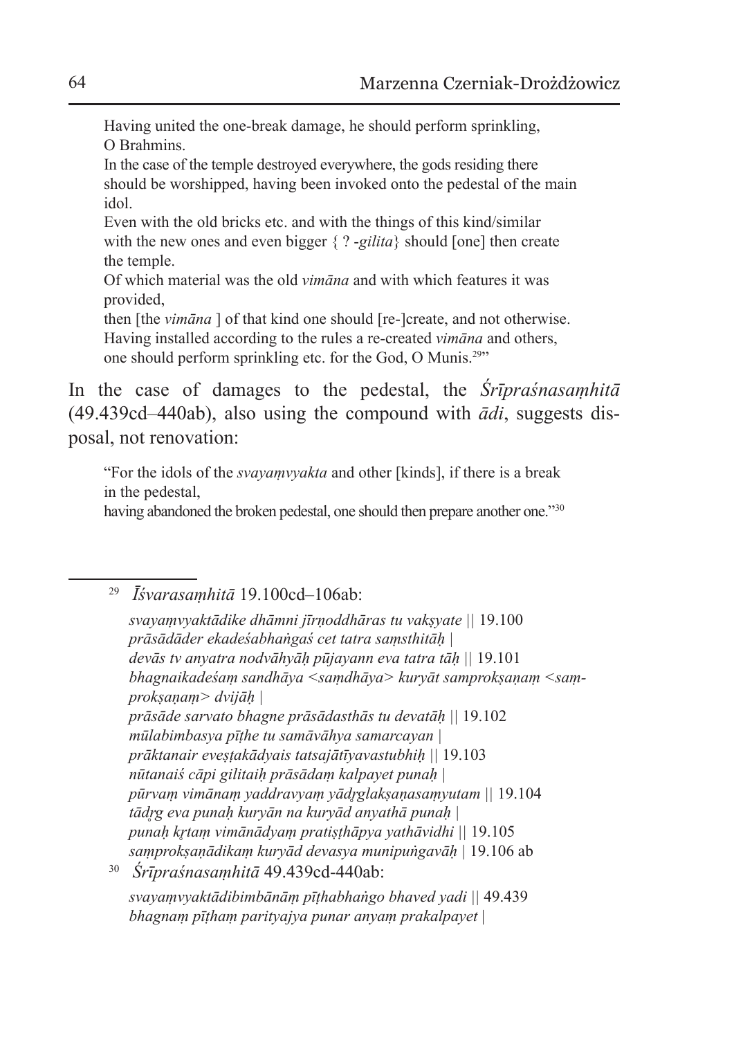Having united the one-break damage, he should perform sprinkling, O Brahmins.
In the case of the temple destroyed everywhere, the gods residing there should be worshipped, having been invoked onto the pedestal of the main idol.
Even with the old bricks etc. and with the things of this kind/similar with the new ones and even bigger { ? -*gilita*} should [one] then create the temple.
Of which material was the old *vimāna* and with which features it was provided,
then [the *vimāna* ] of that kind one should [re-]create, and not otherwise.
Having installed according to the rules a re-created *vimāna* and others, one should perform sprinkling etc. for the God, O Munis.[29]"

In the case of damages to the pedestal, the *Śrīpraśnasaṃhitā* (49.439cd–440ab), also using the compound with *ādi*, suggests disposal, not renovation:

"For the idols of the *svayaṃvyakta* and other [kinds], if there is a break in the pedestal,
having abandoned the broken pedestal, one should then prepare another one."[30]

---

[29] *Īśvarasaṃhitā* 19.100cd–106ab:

*svayaṃvyaktādike dhāmni jīrṇoddhāras tu vakṣyate* || 19.100
*prāsādāder ekadeśabhaṅgaś cet tatra saṃsthitāḥ* |
*devās tv anyatra nodvāhyāḥ pūjayann eva tatra tāḥ* || 19.101
*bhagnaikadeśaṃ sandhāya <saṃdhāya> kuryāt samprokṣaṇaṃ <saṃprokṣaṇaṃ> dvijāḥ* |
*prāsāde sarvato bhagne prāsādasthās tu devatāḥ* || 19.102
*mūlabimbasya pīṭhe tu samāvāhya samarcayan* |
*prāktanair eveṣṭakādyais tatsajātīyavastubhiḥ* || 19.103
*nūtanaiś cāpi gilitaiḥ prāsādaṃ kalpayet punaḥ* |
*pūrvaṃ vimānaṃ yaddravyaṃ yādṛglakṣaṇasaṃyutam* || 19.104
*tādṛg eva punaḥ kuryān na kuryād anyathā punaḥ* |
*punaḥ kṛtaṃ vimānādyaṃ pratiṣṭhāpya yathāvidhi* || 19.105
*saṃprokṣaṇādikaṃ kuryād devasya munipuṅgavāḥ* | 19.106 ab

[30] *Śrīpraśnasaṃhitā* 49.439cd-440ab:

*svayaṃvyaktādibimbānāṃ pīṭhabhaṅgo bhaved yadi* || 49.439
*bhagnaṃ pīṭhaṃ parityajya punar anyaṃ prakalpayet* |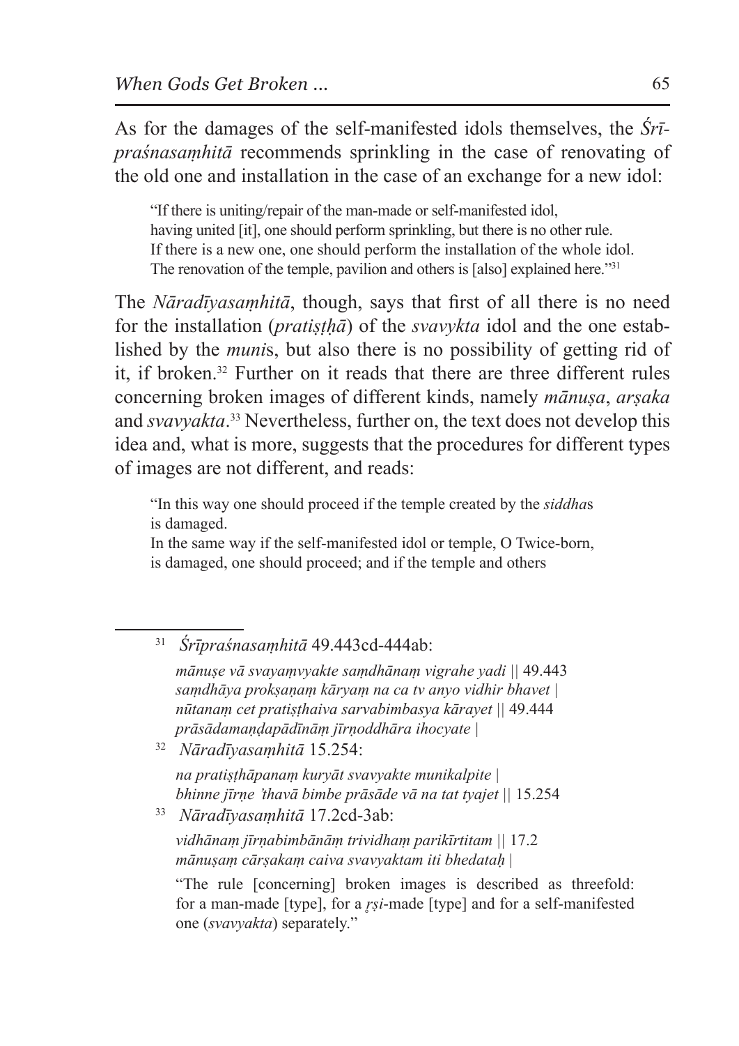As for the damages of the self-manifested idols themselves, the *Śrīpraśnasaṃhitā* recommends sprinkling in the case of renovating of the old one and installation in the case of an exchange for a new idol:

> "If there is uniting/repair of the man-made or self-manifested idol,
> having united [it], one should perform sprinkling, but there is no other rule.
> If there is a new one, one should perform the installation of the whole idol.
> The renovation of the temple, pavilion and others is [also] explained here."[31]

The *Nāradīyasaṃhitā*, though, says that first of all there is no need for the installation (*pratiṣṭhā*) of the *svavykta* idol and the one established by the *muni*s, but also there is no possibility of getting rid of it, if broken.[32] Further on it reads that there are three different rules concerning broken images of different kinds, namely *mānuṣa*, *arṣaka* and *svavyakta*.[33] Nevertheless, further on, the text does not develop this idea and, what is more, suggests that the procedures for different types of images are not different, and reads:

> "In this way one should proceed if the temple created by the *siddha*s
> is damaged.
> In the same way if the self-manifested idol or temple, O Twice-born,
> is damaged, one should proceed; and if the temple and others

---

[31] *Śrīpraśnasaṃhitā* 49.443cd-444ab:

*mānuṣe vā svayaṃvyakte saṃdhānaṃ vigrahe yadi* || 49.443
*saṃdhāya prokṣaṇaṃ kāryaṃ na ca tv anyo vidhir bhavet* |
*nūtanaṃ cet pratiṣṭhaiva sarvabimbasya kārayet* || 49.444
*prāsādamaṇḍapādīnāṃ jīrṇoddhāra ihocyate* |

[32] *Nāradīyasaṃhitā* 15.254:

*na pratiṣṭhāpanaṃ kuryāt svavyakte munikalpite* |
*bhinne jīrṇe 'thavā bimbe prāsāde vā na tat tyajet* || 15.254

[33] *Nāradīyasaṃhitā* 17.2cd-3ab:

*vidhānaṃ jīrṇabimbānāṃ trividhaṃ parikīrtitam* || 17.2
*mānuṣaṃ cārṣakaṃ caiva svavyaktam iti bhedataḥ* |

"The rule [concerning] broken images is described as threefold: for a man-made [type], for a *ṛṣi*-made [type] and for a self-manifested one (*svavyakta*) separately."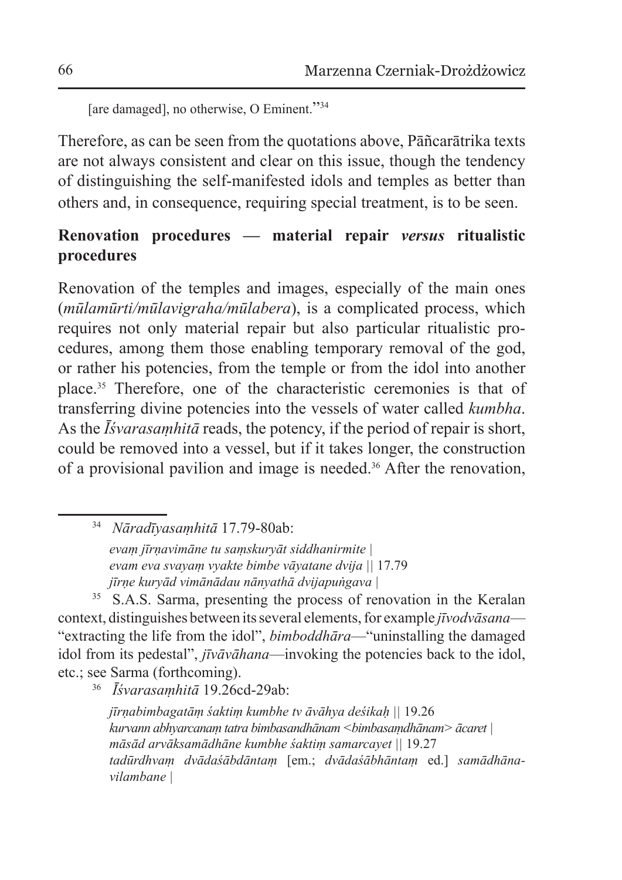[are damaged], no otherwise, O Eminent."[34]

Therefore, as can be seen from the quotations above, Pāñcarātrika texts are not always consistent and clear on this issue, though the tendency of distinguishing the self-manifested idols and temples as better than others and, in consequence, requiring special treatment, is to be seen.

## Renovation procedures — material repair *versus* ritualistic procedures

Renovation of the temples and images, especially of the main ones (*mūlamūrti/mūlavigraha/mūlabera*), is a complicated process, which requires not only material repair but also particular ritualistic procedures, among them those enabling temporary removal of the god, or rather his potencies, from the temple or from the idol into another place.[35] Therefore, one of the characteristic ceremonies is that of transferring divine potencies into the vessels of water called *kumbha*. As the *Īśvarasaṃhitā* reads, the potency, if the period of repair is short, could be removed into a vessel, but if it takes longer, the construction of a provisional pavilion and image is needed.[36] After the renovation,

---

[34] *Nāradīyasaṃhitā* 17.79-80ab:

*evaṃ jīrṇavimāne tu saṃskuryāt siddhanirmite |*
*evam eva svayaṃ vyakte bimbe vāyatane dvija ||* 17.79
*jīrṇe kuryād vimānādau nānyathā dvijapuṅgava |*

[35] S.A.S. Sarma, presenting the process of renovation in the Keralan context, distinguishes between its several elements, for example *jīvodvāsana*—"extracting the life from the idol", *bimboddhāra*—"uninstalling the damaged idol from its pedestal", *jīvāvāhana*—invoking the potencies back to the idol, etc.; see Sarma (forthcoming).

[36] *Īśvarasaṃhitā* 19.26cd-29ab:

*jīrṇabimbagatāṃ śaktiṃ kumbhe tv āvāhya deśikaḥ ||* 19.26
*kurvann abhyarcanaṃ tatra bimbasandhānam <bimbasaṃdhānam> ācaret |*
*māsād arvāksamādhāne kumbhe śaktiṃ samarcayet ||* 19.27
*tadūrdhvaṃ dvādaśābdāntaṃ* [em.; *dvādaśābhāntaṃ* ed.] *samādhāna-vilambane |*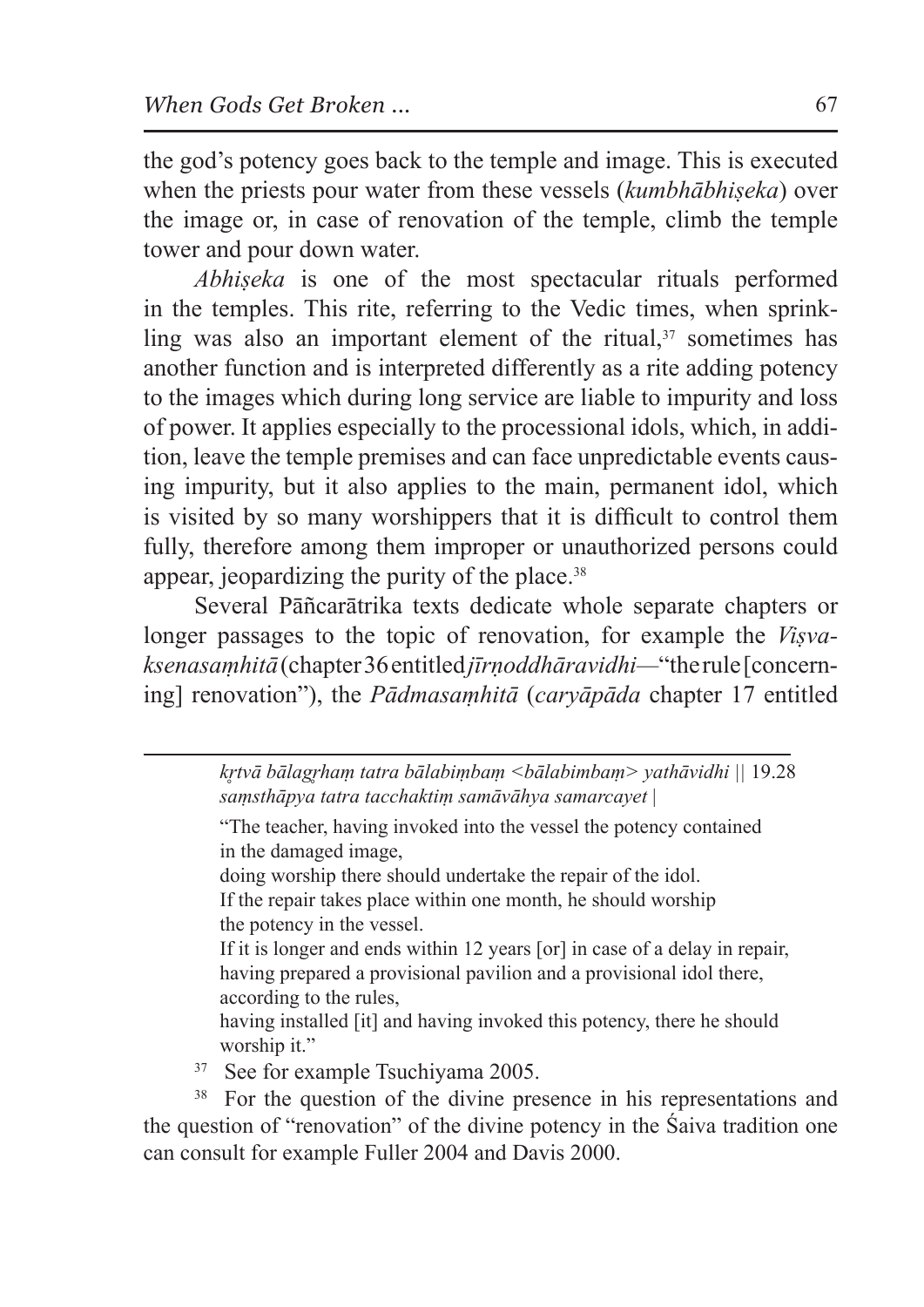the god's potency goes back to the temple and image. This is executed when the priests pour water from these vessels (*kumbhābhiṣeka*) over the image or, in case of renovation of the temple, climb the temple tower and pour down water.

*Abhiṣeka* is one of the most spectacular rituals performed in the temples. This rite, referring to the Vedic times, when sprinkling was also an important element of the ritual,[37] sometimes has another function and is interpreted differently as a rite adding potency to the images which during long service are liable to impurity and loss of power. It applies especially to the processional idols, which, in addition, leave the temple premises and can face unpredictable events causing impurity, but it also applies to the main, permanent idol, which is visited by so many worshippers that it is difficult to control them fully, therefore among them improper or unauthorized persons could appear, jeopardizing the purity of the place.[38]

Several Pāñcarātrika texts dedicate whole separate chapters or longer passages to the topic of renovation, for example the *Viṣvaksenasaṃhitā* (chapter 36 entitled *jīrṇoddhāravidhi*—"the rule [concerning] renovation"), the *Pādmasaṃhitā* (*caryāpāda* chapter 17 entitled

---

*kṛtvā bālagṛhaṃ tatra bālabiṃbaṃ <bālabimbaṃ> yathāvidhi* || 19.28
*saṃsthāpya tatra tacchaktiṃ samāvāhya samarcayet* |

"The teacher, having invoked into the vessel the potency contained in the damaged image,
doing worship there should undertake the repair of the idol.
If the repair takes place within one month, he should worship the potency in the vessel.
If it is longer and ends within 12 years [or] in case of a delay in repair, having prepared a provisional pavilion and a provisional idol there, according to the rules,
having installed [it] and having invoked this potency, there he should worship it."

[37] See for example Tsuchiyama 2005.

[38] For the question of the divine presence in his representations and the question of "renovation" of the divine potency in the Śaiva tradition one can consult for example Fuller 2004 and Davis 2000.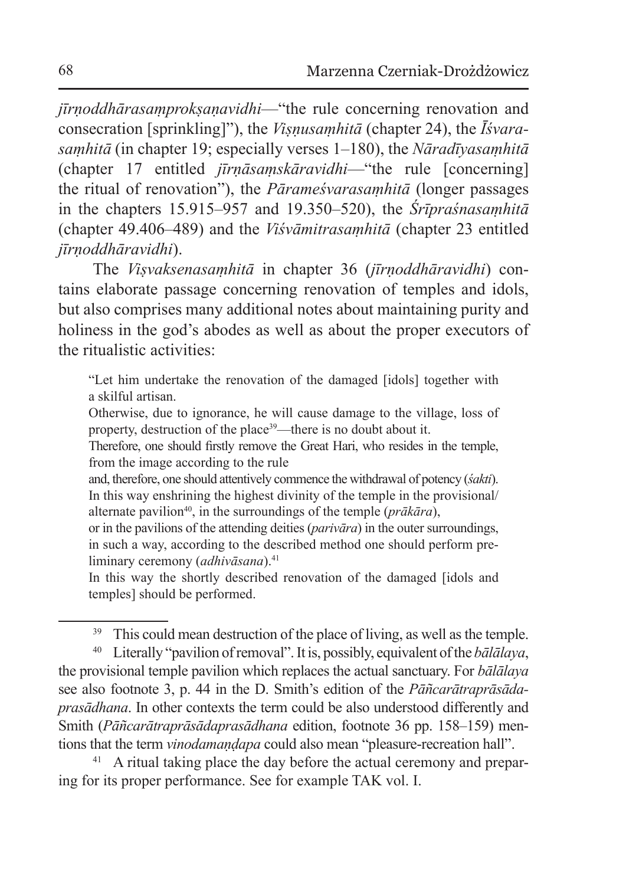*jīrṇoddhārasaṃprokṣaṇavidhi*—"the rule concerning renovation and consecration [sprinkling]"), the *Viṣṇusaṃhitā* (chapter 24), the *Īśvarasaṃhitā* (in chapter 19; especially verses 1–180), the *Nāradīyasaṃhitā* (chapter 17 entitled *jīrṇāsaṃskāravidhi*—"the rule [concerning] the ritual of renovation"), the *Pārameśvarasaṃhitā* (longer passages in the chapters 15.915–957 and 19.350–520), the *Śrīpraśnasaṃhitā* (chapter 49.406–489) and the *Viśvāmitrasaṃhitā* (chapter 23 entitled *jīrṇoddhāravidhi*).

The *Viṣvaksenasaṃhitā* in chapter 36 (*jīrṇoddhāravidhi*) contains elaborate passage concerning renovation of temples and idols, but also comprises many additional notes about maintaining purity and holiness in the god's abodes as well as about the proper executors of the ritualistic activities:

> "Let him undertake the renovation of the damaged [idols] together with a skilful artisan.
>
> Otherwise, due to ignorance, he will cause damage to the village, loss of property, destruction of the place[39]—there is no doubt about it.
>
> Therefore, one should firstly remove the Great Hari, who resides in the temple, from the image according to the rule
>
> and, therefore, one should attentively commence the withdrawal of potency (*śakti*).
>
> In this way enshrining the highest divinity of the temple in the provisional/alternate pavilion[40], in the surroundings of the temple (*prākāra*),
>
> or in the pavilions of the attending deities (*parivāra*) in the outer surroundings, in such a way, according to the described method one should perform preliminary ceremony (*adhivāsana*).[41]
>
> In this way the shortly described renovation of the damaged [idols and temples] should be performed.

---

[39] This could mean destruction of the place of living, as well as the temple.

[40] Literally "pavilion of removal". It is, possibly, equivalent of the *bālālaya*, the provisional temple pavilion which replaces the actual sanctuary. For *bālālaya* see also footnote 3, p. 44 in the D. Smith's edition of the *Pāñcarātraprāsādaprasādhana*. In other contexts the term could be also understood differently and Smith (*Pāñcarātraprāsādaprasādhana* edition, footnote 36 pp. 158–159) mentions that the term *vinodamaṇḍapa* could also mean "pleasure-recreation hall".

[41] A ritual taking place the day before the actual ceremony and preparing for its proper performance. See for example TAK vol. I.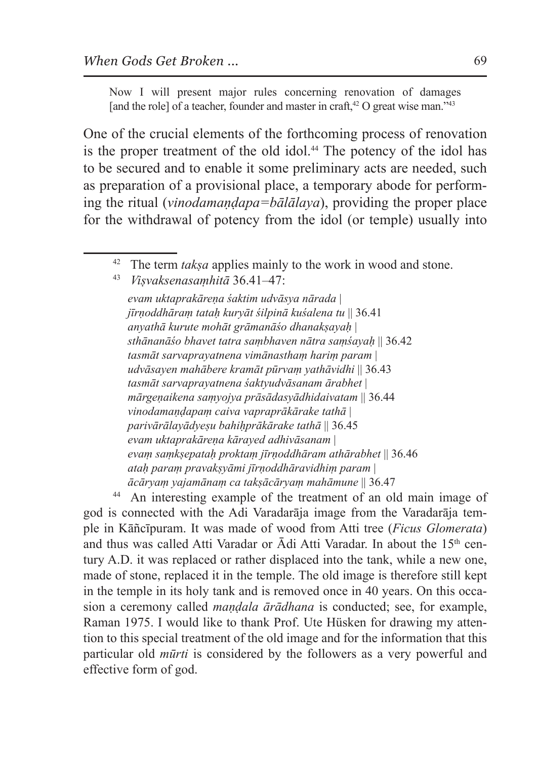Now I will present major rules concerning renovation of damages [and the role] of a teacher, founder and master in craft,[42] O great wise man."[43]

One of the crucial elements of the forthcoming process of renovation is the proper treatment of the old idol.[44] The potency of the idol has to be secured and to enable it some preliminary acts are needed, such as preparation of a provisional place, a temporary abode for performing the ritual (*vinodamaṇḍapa=bālālaya*), providing the proper place for the withdrawal of potency from the idol (or temple) usually into

---

[42] The term *takṣa* applies mainly to the work in wood and stone.

[43] *Viṣvaksenasaṃhitā* 36.41–47:

*evam uktaprakāreṇa śaktim udvāsya nārada |*
*jīrṇoddhāraṃ tataḥ kuryāt śilpinā kuśalena tu* || 36.41
*anyathā kurute mohāt grāmanāśo dhanakṣayaḥ |*
*sthānanāśo bhavet tatra saṃbhaven nātra saṃśayaḥ* || 36.42
*tasmāt sarvaprayatnena vimānasthaṃ hariṃ param |*
*udvāsayen mahābere kramāt pūrvaṃ yathāvidhi* || 36.43
*tasmāt sarvaprayatnena śaktyudvāsanam ārabhet |*
*mārgeṇaikena saṃyojya prāsādasyādhidaivatam* || 36.44
*vinodamaṇḍapaṃ caiva vapraprākārake tathā |*
*parivārālayādyeṣu bahiḥprākārake tathā* || 36.45
*evam uktaprakāreṇa kārayed adhivāsanam |*
*evaṃ saṃkṣepataḥ proktaṃ jīrṇoddhāram athārabhet* || 36.46
*ataḥ paraṃ pravakṣyāmi jīrṇoddhāravidhiṃ param |*
*ācāryaṃ yajamānaṃ ca takṣācāryaṃ mahāmune* || 36.47

[44] An interesting example of the treatment of an old main image of god is connected with the Adi Varadarāja image from the Varadarāja temple in Kāñcīpuram. It was made of wood from Atti tree (*Ficus Glomerata*) and thus was called Atti Varadar or Ādi Atti Varadar. In about the 15th century A.D. it was replaced or rather displaced into the tank, while a new one, made of stone, replaced it in the temple. The old image is therefore still kept in the temple in its holy tank and is removed once in 40 years. On this occasion a ceremony called *maṇḍala ārādhana* is conducted; see, for example, Raman 1975. I would like to thank Prof. Ute Hüsken for drawing my attention to this special treatment of the old image and for the information that this particular old *mūrti* is considered by the followers as a very powerful and effective form of god.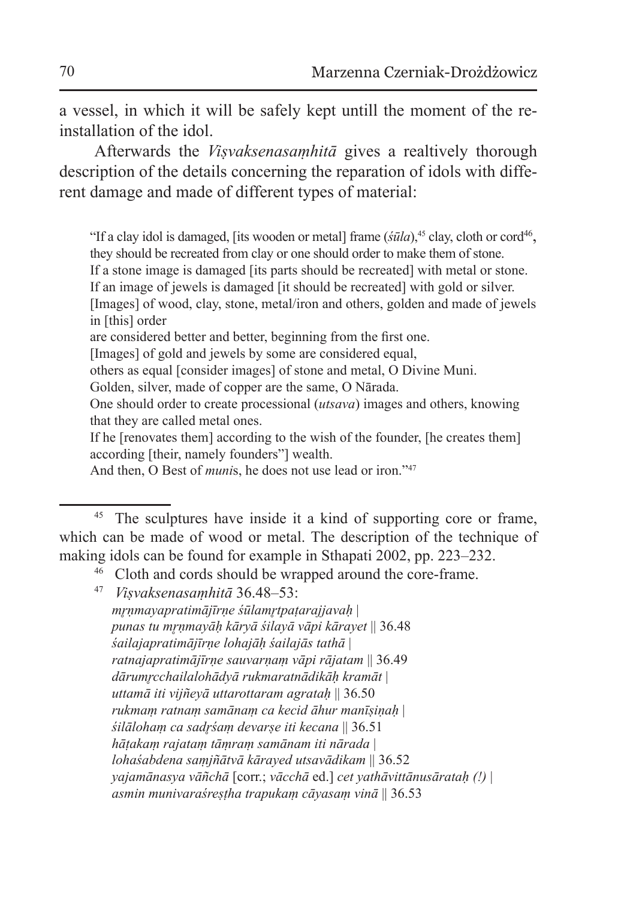a vessel, in which it will be safely kept untill the moment of the re-installation of the idol.

Afterwards the *Viṣvaksenasaṃhitā* gives a realtively thorough description of the details concerning the reparation of idols with different damage and made of different types of material:

> "If a clay idol is damaged, [its wooden or metal] frame (*śūla*),[45] clay, cloth or cord[46], they should be recreated from clay or one should order to make them of stone.
> If a stone image is damaged [its parts should be recreated] with metal or stone.
> If an image of jewels is damaged [it should be recreated] with gold or silver.
> [Images] of wood, clay, stone, metal/iron and others, golden and made of jewels in [this] order
> are considered better and better, beginning from the first one.
> [Images] of gold and jewels by some are considered equal,
> others as equal [consider images] of stone and metal, O Divine Muni.
> Golden, silver, made of copper are the same, O Nārada.
> One should order to create processional (*utsava*) images and others, knowing that they are called metal ones.
> If he [renovates them] according to the wish of the founder, [he creates them] according [their, namely founders"] wealth.
> And then, O Best of *muni*s, he does not use lead or iron."[47]

---

[45] The sculptures have inside it a kind of supporting core or frame, which can be made of wood or metal. The description of the technique of making idols can be found for example in Sthapati 2002, pp. 223–232.

[46] Cloth and cords should be wrapped around the core-frame.

[47] *Viṣvaksenasaṃhitā* 36.48–53:
*mṛṇmayapratimājīrṇe śūlamṛtpaṭarajjavaḥ |*
*punas tu mṛṇmayāḥ kāryā śilayā vāpi kārayet* || 36.48
*śailajapratimājīrṇe lohajāḥ śailajās tathā |*
*ratnajapratimājīrṇe sauvarṇaṃ vāpi rājatam* || 36.49
*dārumṛcchailalohādyā rukmaratnādikāḥ kramāt |*
*uttamā iti vijñeyā uttarottaram agrataḥ* || 36.50
*rukmaṃ ratnaṃ samānaṃ ca kecid āhur manīṣiṇaḥ |*
*śilālohaṃ ca sadṛśaṃ devarṣe iti kecana* || 36.51
*hāṭakaṃ rajataṃ tāṃraṃ samānam iti nārada |*
*lohaśabdena saṃjñātvā kārayed utsavādikam* || 36.52
*yajamānasya vāñchā* [corr.; *vācchā* ed.] *cet yathāvittānusārataḥ (!) |*
*asmin munivaraśreṣṭha trapukaṃ cāyasaṃ vinā* || 36.53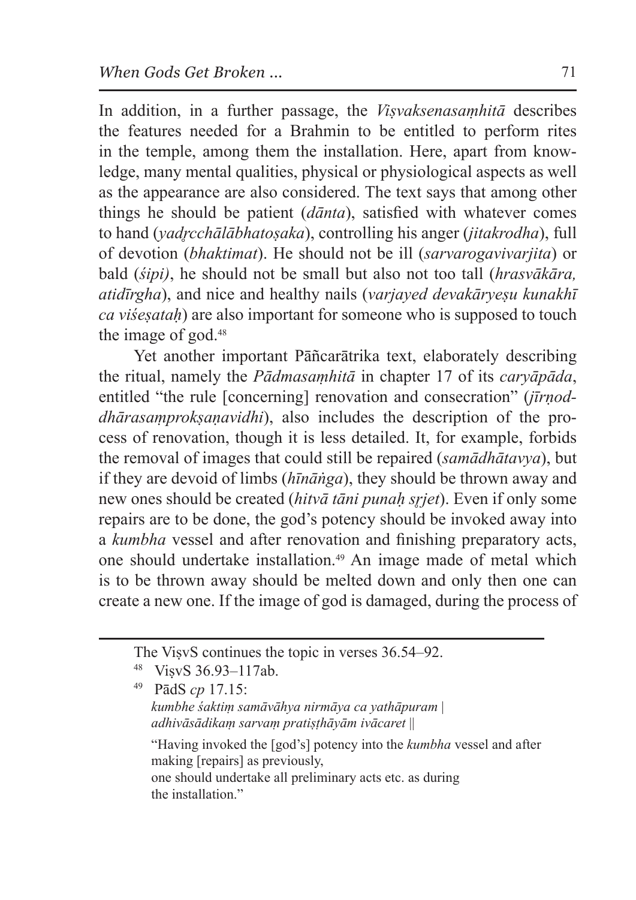In addition, in a further passage, the *Viṣvaksenasaṃhitā* describes the features needed for a Brahmin to be entitled to perform rites in the temple, among them the installation. Here, apart from knowledge, many mental qualities, physical or physiological aspects as well as the appearance are also considered. The text says that among other things he should be patient (*dānta*), satisfied with whatever comes to hand (*yadṛcchālābhatoṣaka*), controlling his anger (*jitakrodha*), full of devotion (*bhaktimat*). He should not be ill (*sarvarogavivarjita*) or bald (*śipi)*, he should not be small but also not too tall (*hrasvākāra, atidīrgha*), and nice and healthy nails (*varjayed devakāryeṣu kunakhī ca viśeṣataḥ*) are also important for someone who is supposed to touch the image of god.[48]

Yet another important Pāñcarātrika text, elaborately describing the ritual, namely the *Pādmasaṃhitā* in chapter 17 of its *caryāpāda*, entitled "the rule [concerning] renovation and consecration" (*jīrṇoddhārasaṃprokṣaṇavidhi*), also includes the description of the process of renovation, though it is less detailed. It, for example, forbids the removal of images that could still be repaired (*samādhātavya*), but if they are devoid of limbs (*hīnāṅga*), they should be thrown away and new ones should be created (*hitvā tāni punaḥ sṛjet*). Even if only some repairs are to be done, the god's potency should be invoked away into a *kumbha* vessel and after renovation and finishing preparatory acts, one should undertake installation.[49] An image made of metal which is to be thrown away should be melted down and only then one can create a new one. If the image of god is damaged, during the process of

---

The ViṣvS continues the topic in verses 36.54–92.

[48] ViṣvS 36.93–117ab.

[49] PādS *cp* 17.15:
*kumbhe śaktiṃ samāvāhya nirmāya ca yathāpuram |*
*adhivāsādikaṃ sarvaṃ pratiṣṭhāyām ivācaret ||*

"Having invoked the [god's] potency into the *kumbha* vessel and after making [repairs] as previously,
one should undertake all preliminary acts etc. as during the installation."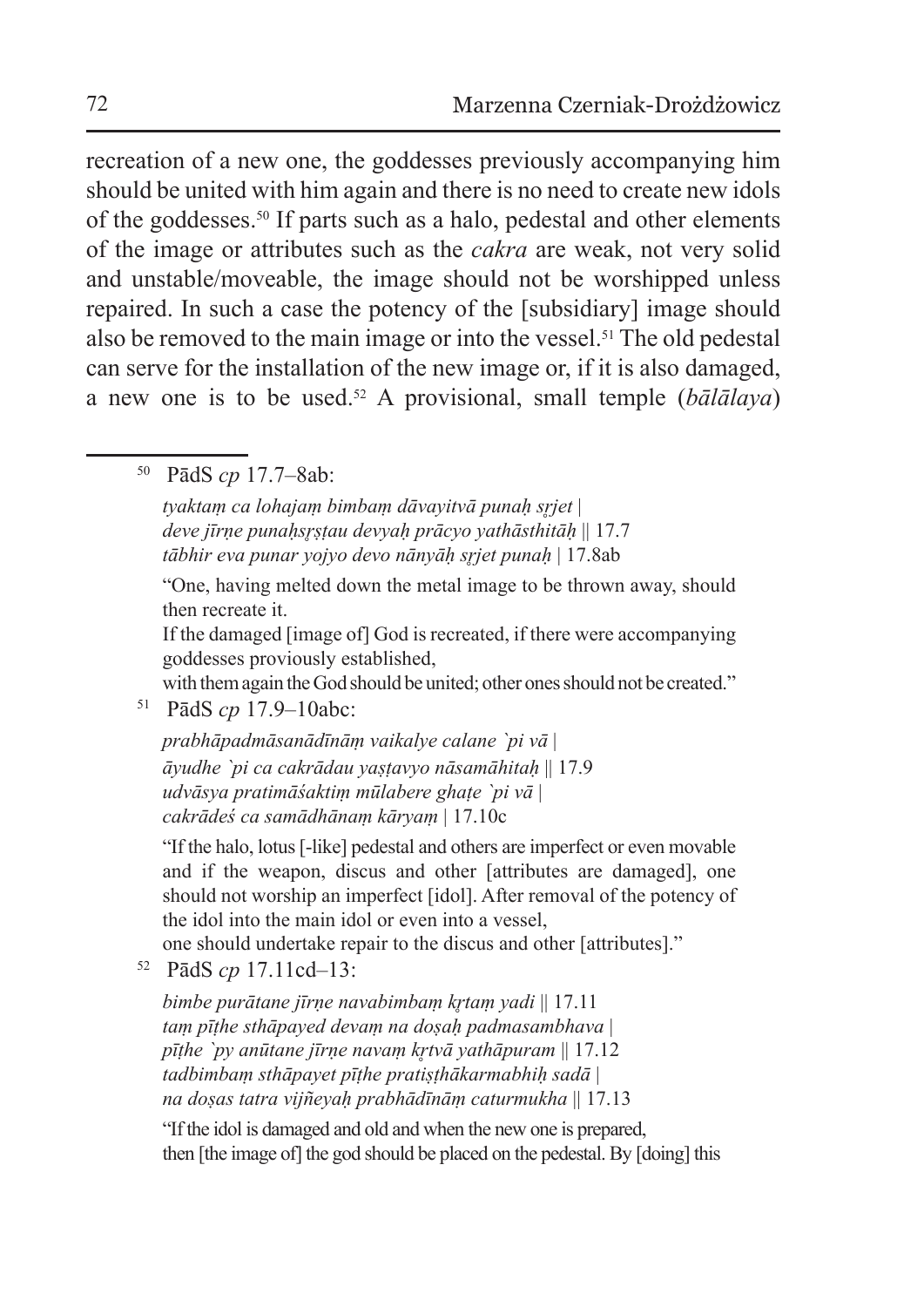recreation of a new one, the goddesses previously accompanying him should be united with him again and there is no need to create new idols of the goddesses.[50] If parts such as a halo, pedestal and other elements of the image or attributes such as the *cakra* are weak, not very solid and unstable/moveable, the image should not be worshipped unless repaired. In such a case the potency of the [subsidiary] image should also be removed to the main image or into the vessel.[51] The old pedestal can serve for the installation of the new image or, if it is also damaged, a new one is to be used.[52] A provisional, small temple (*bālālaya*)

---

[50] PādS *cp* 17.7–8ab:

*tyaktaṃ ca lohajaṃ bimbaṃ dāvayitvā punaḥ sṛjet |*
*deve jīrṇe punaḥsṛṣṭau devyaḥ prācyo yathāsthitāḥ ||* 17.7
*tābhir eva punar yojyo devo nānyāḥ sṛjet punaḥ |* 17.8ab

"One, having melted down the metal image to be thrown away, should then recreate it.
If the damaged [image of] God is recreated, if there were accompanying goddesses proviously established,
with them again the God should be united; other ones should not be created."

[51] PādS *cp* 17.9–10abc:

*prabhāpadmāsanādīnāṃ vaikalye calane `pi vā |*
*āyudhe `pi ca cakrādau yaṣṭavyo nāsamāhitaḥ ||* 17.9
*udvāsya pratimāśaktiṃ mūlabere ghaṭe `pi vā |*
*cakrādeś ca samādhānaṃ kāryaṃ |* 17.10c

"If the halo, lotus [-like] pedestal and others are imperfect or even movable and if the weapon, discus and other [attributes are damaged], one should not worship an imperfect [idol]. After removal of the potency of the idol into the main idol or even into a vessel,
one should undertake repair to the discus and other [attributes]."

[52] PādS *cp* 17.11cd–13:

*bimbe purātane jīrṇe navabimbaṃ kṛtaṃ yadi ||* 17.11
*taṃ pīṭhe sthāpayed devaṃ na doṣaḥ padmasambhava |*
*pīṭhe `py anūtane jīrṇe navaṃ kṛtvā yathāpuram ||* 17.12
*tadbimbaṃ sthāpayet pīṭhe pratiṣṭhākarmabhiḥ sadā |*
*na doṣas tatra vijñeyaḥ prabhādīnāṃ caturmukha ||* 17.13

"If the idol is damaged and old and when the new one is prepared,
then [the image of] the god should be placed on the pedestal. By [doing] this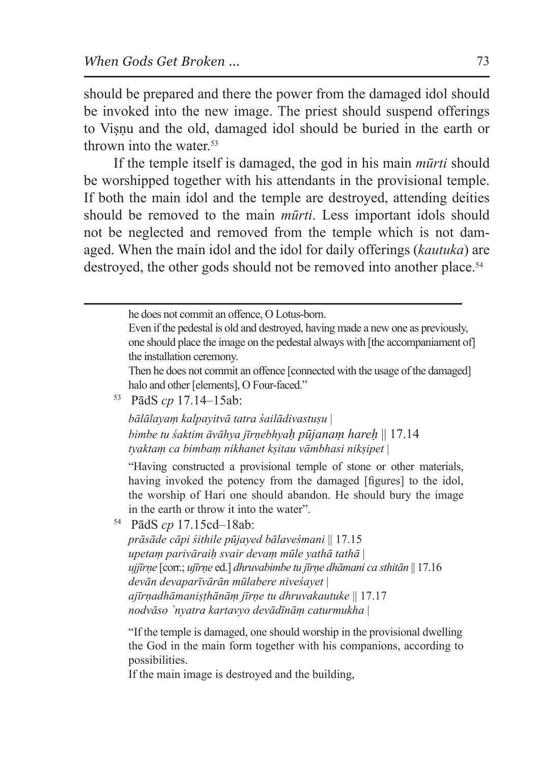should be prepared and there the power from the damaged idol should be invoked into the new image. The priest should suspend offerings to Viṣṇu and the old, damaged idol should be buried in the earth or thrown into the water.[53]

If the temple itself is damaged, the god in his main *mūrti* should be worshipped together with his attendants in the provisional temple. If both the main idol and the temple are destroyed, attending deities should be removed to the main *mūrti*. Less important idols should not be neglected and removed from the temple which is not damaged. When the main idol and the idol for daily offerings (*kautuka*) are destroyed, the other gods should not be removed into another place.[54]

---

he does not commit an offence, O Lotus-born.
Even if the pedestal is old and destroyed, having made a new one as previously, one should place the image on the pedestal always with [the accompaniament of] the installation ceremony.
Then he does not commit an offence [connected with the usage of the damaged] halo and other [elements], O Four-faced."

[53] PādS *cp* 17.14–15ab:

*bālālayaṃ kalpayitvā tatra śailādivastuṣu |*
*bimbe tu śaktim āvāhya jīrṇebhyaḥ pūjanaṃ hareḥ* || 17.14
*tyaktaṃ ca bimbaṃ nikhanet kṣitau vāmbhasi nikṣipet |*

"Having constructed a provisional temple of stone or other materials, having invoked the potency from the damaged [figures] to the idol, the worship of Hari one should abandon. He should bury the image in the earth or throw it into the water".

[54] PādS *cp* 17.15cd–18ab:
*prāsāde cāpi śithile pūjayed bālaveśmani* || 17.15
*upetaṃ parivāraiḥ svair devaṃ mūle yathā tathā |*
*ujjīrṇe* [corr.; *ujīrṇe* ed.] *dhruvabimbe tu jīrṇe dhāmani ca sthitān* || 17.16
*devān devaparīvārān mūlabere niveśayet |*
*ajīrṇadhāmaniṣṭhānāṃ jīrṇe tu dhruvakautuke* || 17.17
*nodvāso `nyatra kartavyo devādīnāṃ caturmukha |*

"If the temple is damaged, one should worship in the provisional dwelling the God in the main form together with his companions, according to possibilities.
If the main image is destroyed and the building,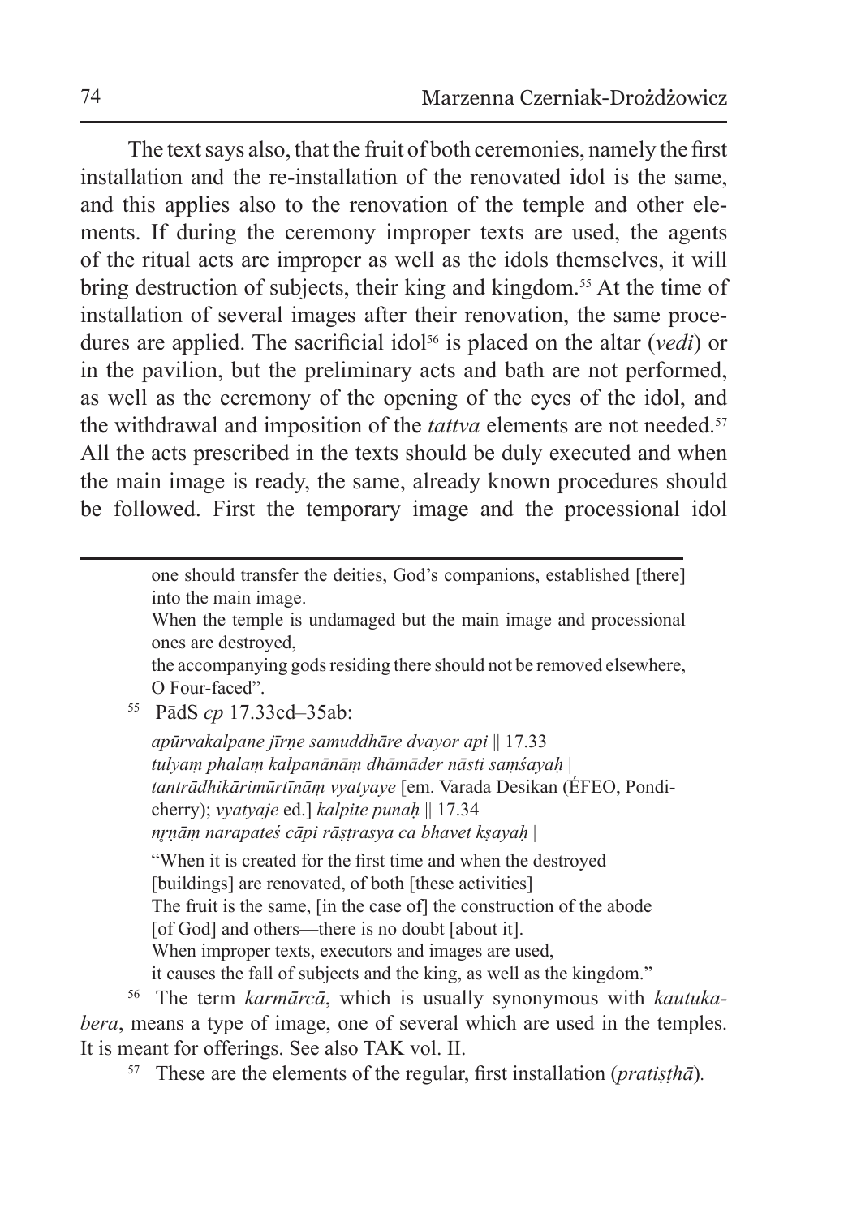The text says also, that the fruit of both ceremonies, namely the first installation and the re-installation of the renovated idol is the same, and this applies also to the renovation of the temple and other elements. If during the ceremony improper texts are used, the agents of the ritual acts are improper as well as the idols themselves, it will bring destruction of subjects, their king and kingdom.[55] At the time of installation of several images after their renovation, the same procedures are applied. The sacrificial idol[56] is placed on the altar (*vedi*) or in the pavilion, but the preliminary acts and bath are not performed, as well as the ceremony of the opening of the eyes of the idol, and the withdrawal and imposition of the *tattva* elements are not needed.[57] All the acts prescribed in the texts should be duly executed and when the main image is ready, the same, already known procedures should be followed. First the temporary image and the processional idol

---

> one should transfer the deities, God's companions, established [there] into the main image.
> When the temple is undamaged but the main image and processional ones are destroyed,
> the accompanying gods residing there should not be removed elsewhere, O Four-faced".

[55] PādS *cp* 17.33cd–35ab:

> *apūrvakalpane jīrṇe samuddhāre dvayor api* || 17.33
> *tulyaṃ phalaṃ kalpanānāṃ dhāmāder nāsti saṃśayaḥ* |
> *tantrādhikārimūrtīnāṃ vyatyaye* [em. Varada Desikan (ÉFEO, Pondicherry); *vyatyaje* ed.] *kalpite punaḥ* || 17.34
> *nṛṇāṃ narapateś cāpi rāṣṭrasya ca bhavet kṣayaḥ* |
>
> "When it is created for the first time and when the destroyed [buildings] are renovated, of both [these activities]
> The fruit is the same, [in the case of] the construction of the abode [of God] and others—there is no doubt [about it].
> When improper texts, executors and images are used,
> it causes the fall of subjects and the king, as well as the kingdom."

[56] The term *karmārcā*, which is usually synonymous with *kautukabera*, means a type of image, one of several which are used in the temples. It is meant for offerings. See also TAK vol. II.

[57] These are the elements of the regular, first installation (*pratiṣṭhā*).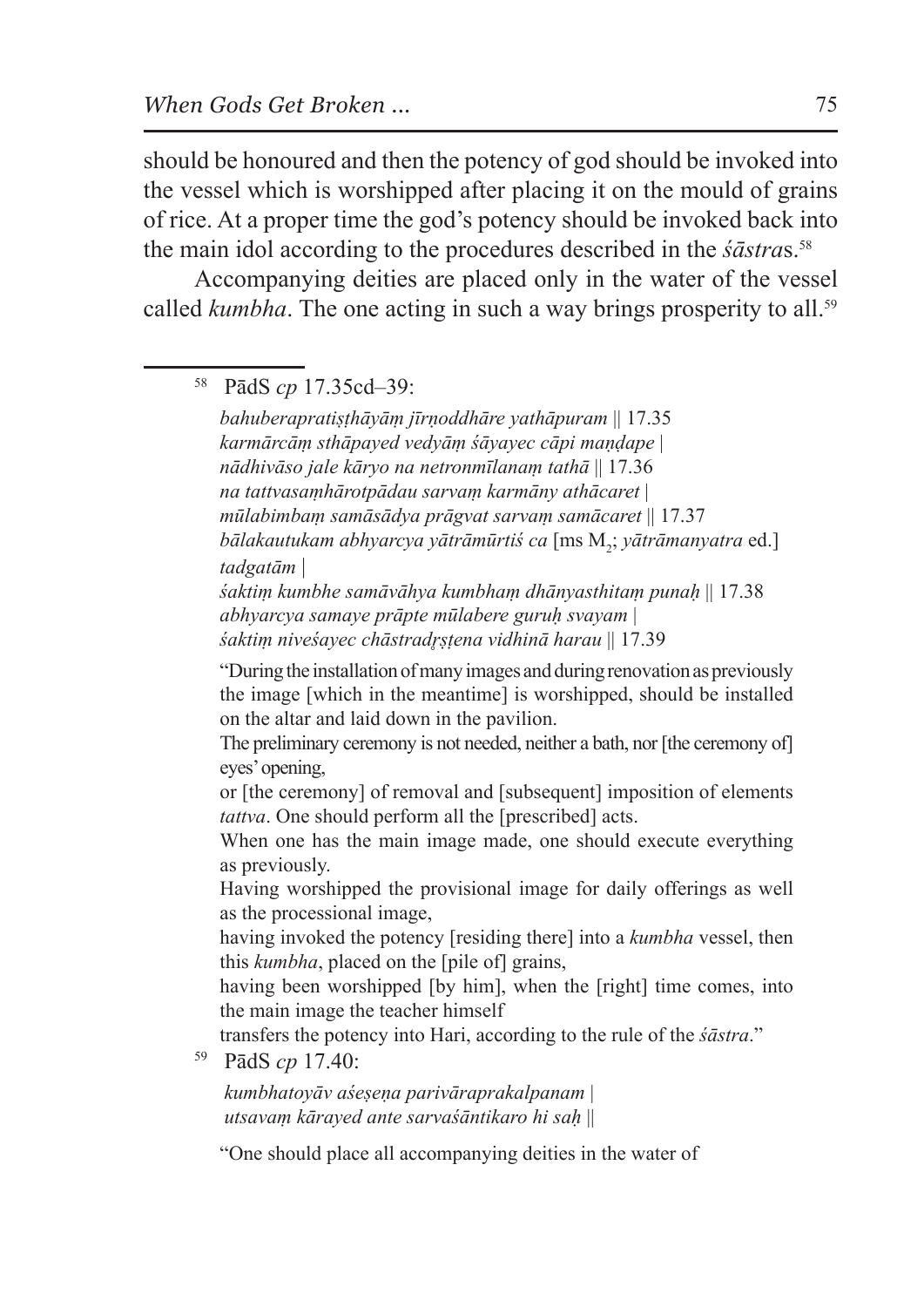should be honoured and then the potency of god should be invoked into the vessel which is worshipped after placing it on the mould of grains of rice. At a proper time the god's potency should be invoked back into the main idol according to the procedures described in the *śāstra*s.[58]

Accompanying deities are placed only in the water of the vessel called *kumbha*. The one acting in such a way brings prosperity to all.[59]

---

[58] PādS *cp* 17.35cd–39:

*bahuberapratiṣṭhāyāṃ jīrṇoddhāre yathāpuram* || 17.35
*karmārcāṃ sthāpayed vedyāṃ śāyayec cāpi maṇḍape* |
*nādhivāso jale kāryo na netronmīlanaṃ tathā* || 17.36
*na tattvasaṃhārotpādau sarvaṃ karmāny athācaret* |
*mūlabimbaṃ samāsādya prāgvat sarvaṃ samācaret* || 17.37
*bālakautukam abhyarcya yātrāmūrtiś ca* [ms $M_2$; *yātrāmanyatra* ed.] *tadgatām* |
*śaktiṃ kumbhe samāvāhya kumbhaṃ dhānyasthitaṃ punaḥ* || 17.38
*abhyarcya samaye prāpte mūlabere guruḥ svayam* |
*śaktiṃ niveśayec chāstradṛṣṭena vidhinā harau* || 17.39

"During the installation of many images and during renovation as previously the image [which in the meantime] is worshipped, should be installed on the altar and laid down in the pavilion.
The preliminary ceremony is not needed, neither a bath, nor [the ceremony of] eyes' opening,
or [the ceremony] of removal and [subsequent] imposition of elements *tattva*. One should perform all the [prescribed] acts.
When one has the main image made, one should execute everything as previously.
Having worshipped the provisional image for daily offerings as well as the processional image,
having invoked the potency [residing there] into a *kumbha* vessel, then this *kumbha*, placed on the [pile of] grains,
having been worshipped [by him], when the [right] time comes, into the main image the teacher himself
transfers the potency into Hari, according to the rule of the *śāstra*."

[59] PādS *cp* 17.40:

*kumbhatoyāv aśeṣeṇa parivāraprakalpanam* |
*utsavaṃ kārayed ante sarvaśāntikaro hi saḥ* ||

"One should place all accompanying deities in the water of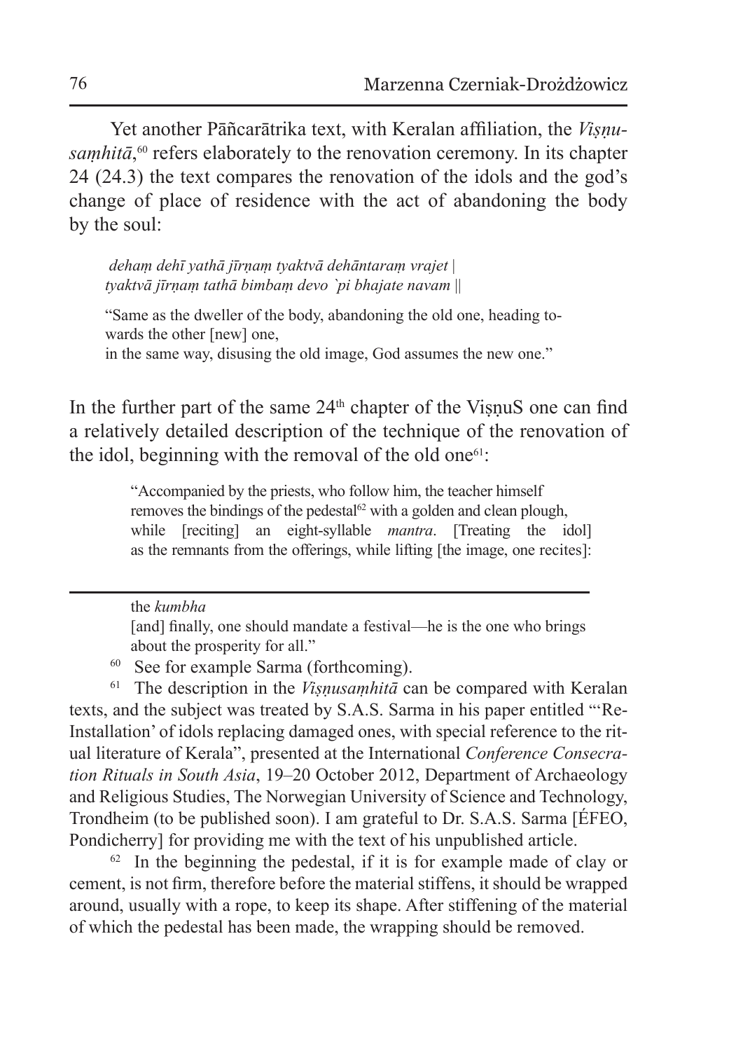Yet another Pāñcarātrika text, with Keralan affiliation, the *Viṣṇu-saṃhitā*,[60] refers elaborately to the renovation ceremony. In its chapter 24 (24.3) the text compares the renovation of the idols and the god's change of place of residence with the act of abandoning the body by the soul:

> *dehaṃ dehī yathā jīrṇaṃ tyaktvā dehāntaraṃ vrajet |*
> *tyaktvā jīrṇaṃ tathā bimbaṃ devo `pi bhajate navam ||*
>
> "Same as the dweller of the body, abandoning the old one, heading towards the other [new] one,
> in the same way, disusing the old image, God assumes the new one."

In the further part of the same 24[th] chapter of the ViṣṇuS one can find a relatively detailed description of the technique of the renovation of the idol, beginning with the removal of the old one[61]:

> "Accompanied by the priests, who follow him, the teacher himself removes the bindings of the pedestal[62] with a golden and clean plough, while [reciting] an eight-syllable *mantra*. [Treating the idol] as the remnants from the offerings, while lifting [the image, one recites]:

---

the *kumbha*
[and] finally, one should mandate a festival—he is the one who brings about the prosperity for all."

[60] See for example Sarma (forthcoming).

[61] The description in the *Viṣṇusaṃhitā* can be compared with Keralan texts, and the subject was treated by S.A.S. Sarma in his paper entitled "'Re-Installation' of idols replacing damaged ones, with special reference to the ritual literature of Kerala", presented at the International *Conference Consecration Rituals in South Asia*, 19–20 October 2012, Department of Archaeology and Religious Studies, The Norwegian University of Science and Technology, Trondheim (to be published soon). I am grateful to Dr. S.A.S. Sarma [ÉFEO, Pondicherry] for providing me with the text of his unpublished article.

[62] In the beginning the pedestal, if it is for example made of clay or cement, is not firm, therefore before the material stiffens, it should be wrapped around, usually with a rope, to keep its shape. After stiffening of the material of which the pedestal has been made, the wrapping should be removed.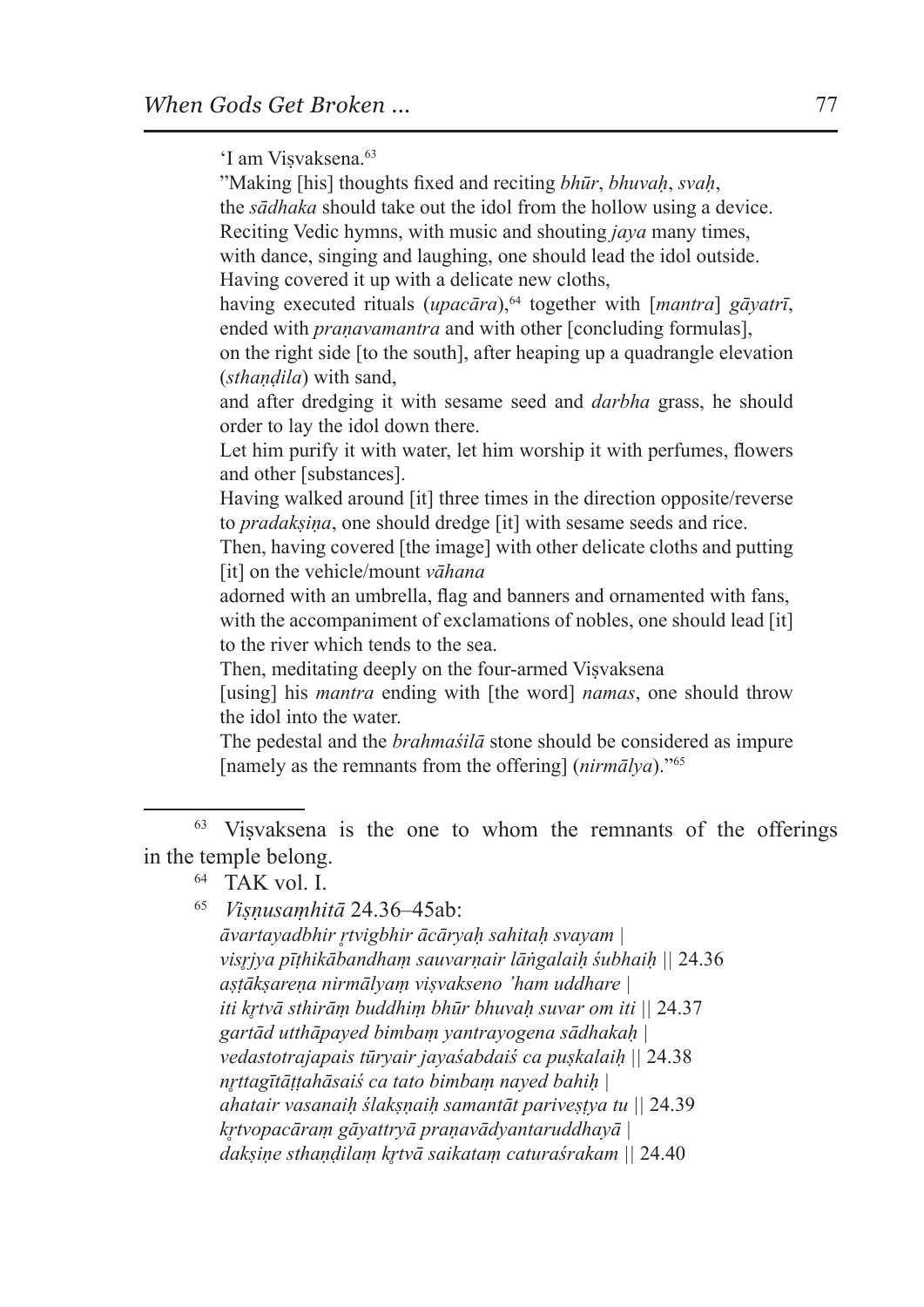'I am Viṣvaksena.[63]

"Making [his] thoughts fixed and reciting *bhūr*, *bhuvaḥ*, *svaḥ*,
the *sādhaka* should take out the idol from the hollow using a device.
Reciting Vedic hymns, with music and shouting *jaya* many times,
with dance, singing and laughing, one should lead the idol outside.
Having covered it up with a delicate new cloths,
having executed rituals (*upacāra*),[64] together with [*mantra*] *gāyatrī*,
ended with *praṇavamantra* and with other [concluding formulas],
on the right side [to the south], after heaping up a quadrangle elevation (*sthaṇḍila*) with sand,
and after dredging it with sesame seed and *darbha* grass, he should order to lay the idol down there.
Let him purify it with water, let him worship it with perfumes, flowers and other [substances].
Having walked around [it] three times in the direction opposite/reverse to *pradakṣiṇa*, one should dredge [it] with sesame seeds and rice.
Then, having covered [the image] with other delicate cloths and putting [it] on the vehicle/mount *vāhana*
adorned with an umbrella, flag and banners and ornamented with fans, with the accompaniment of exclamations of nobles, one should lead [it] to the river which tends to the sea.
Then, meditating deeply on the four-armed Viṣvaksena
[using] his *mantra* ending with [the word] *namas*, one should throw the idol into the water.
The pedestal and the *brahmaśilā* stone should be considered as impure [namely as the remnants from the offering] (*nirmālya*)."[65]

---

[63] Viṣvaksena is the one to whom the remnants of the offerings in the temple belong.

[64] TAK vol. I.

[65] *Viṣṇusaṃhitā* 24.36–45ab:
*āvartayadbhir ṛtvigbhir ācāryaḥ sahitaḥ svayam |*
*visṛjya pīṭhikābandhaṃ sauvarṇair lāṅgalaiḥ śubhaiḥ ||* 24.36
*aṣṭākṣareṇa nirmālyaṃ viṣvakseno 'ham uddhare |*
*iti kṛtvā sthirāṃ buddhiṃ bhūr bhuvaḥ suvar om iti ||* 24.37
*gartād utthāpayed bimbaṃ yantrayogena sādhakaḥ |*
*vedastotrajapais tūryair jayaśabdaiś ca puṣkalaiḥ ||* 24.38
*nṛttagītāṭṭahāsaiś ca tato bimbaṃ nayed bahiḥ |*
*ahatair vasanaiḥ ślakṣṇaiḥ samantāt pariveṣṭya tu ||* 24.39
*kṛtvopacāraṃ gāyattryā praṇavādyantaruddhayā |*
*dakṣiṇe sthaṇḍilaṃ kṛtvā saikataṃ caturaśrakam ||* 24.40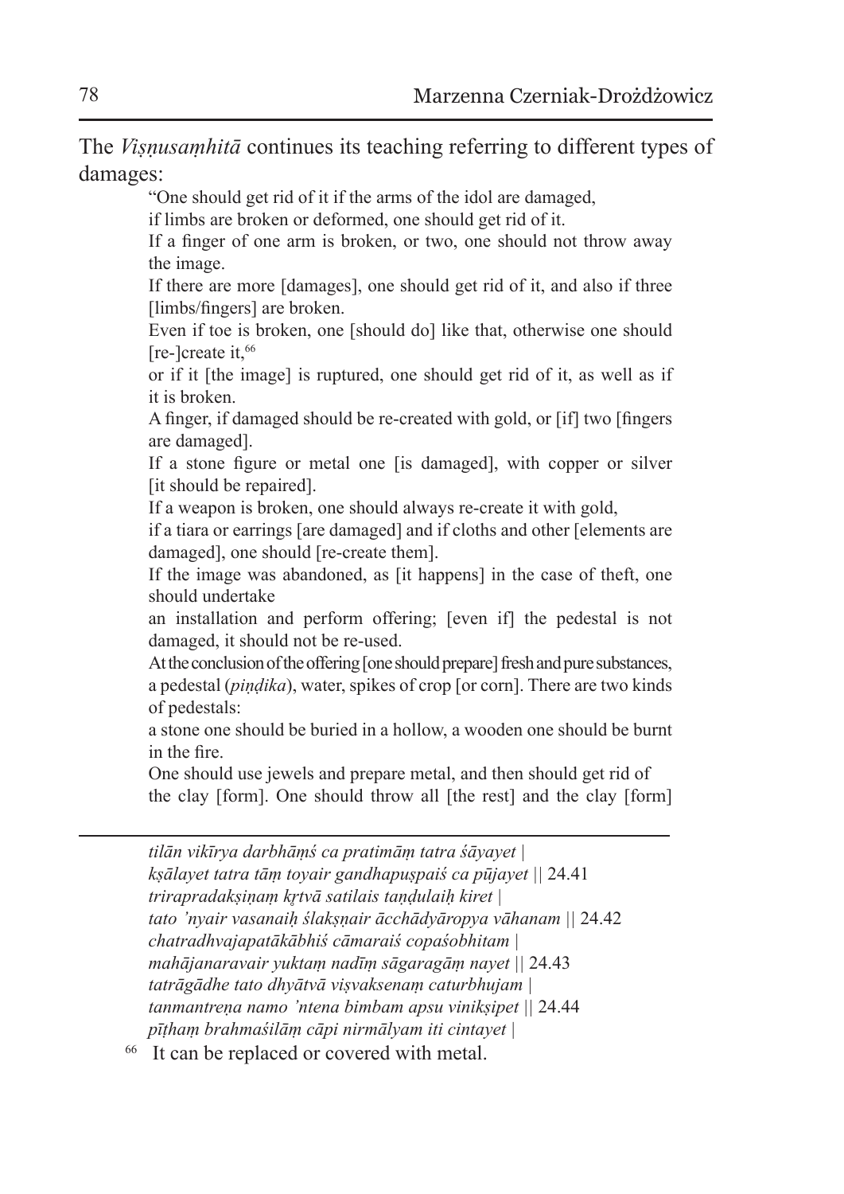The *Viṣṇusaṃhitā* continues its teaching referring to different types of damages:

> "One should get rid of it if the arms of the idol are damaged,
> if limbs are broken or deformed, one should get rid of it.
> If a finger of one arm is broken, or two, one should not throw away the image.
> If there are more [damages], one should get rid of it, and also if three [limbs/fingers] are broken.
> Even if toe is broken, one [should do] like that, otherwise one should [re-]create it,[66]
> or if it [the image] is ruptured, one should get rid of it, as well as if it is broken.
> A finger, if damaged should be re-created with gold, or [if] two [fingers are damaged].
> If a stone figure or metal one [is damaged], with copper or silver [it should be repaired].
> If a weapon is broken, one should always re-create it with gold,
> if a tiara or earrings [are damaged] and if cloths and other [elements are damaged], one should [re-create them].
> If the image was abandoned, as [it happens] in the case of theft, one should undertake
> an installation and perform offering; [even if] the pedestal is not damaged, it should not be re-used.
> At the conclusion of the offering [one should prepare] fresh and pure substances, a pedestal (*piṇḍika*), water, spikes of crop [or corn]. There are two kinds of pedestals:
> a stone one should be buried in a hollow, a wooden one should be burnt in the fire.
> One should use jewels and prepare metal, and then should get rid of the clay [form]. One should throw all [the rest] and the clay [form]

---

*tilān vikīrya darbhāṃś ca pratimāṃ tatra śāyayet |*
*kṣālayet tatra tāṃ toyair gandhapuṣpaiś ca pūjayet ||* 24.41
*trirapradakṣiṇaṃ kṛtvā satilais taṇḍulaiḥ kiret |*
*tato 'nyair vasanaiḥ ślakṣṇair ācchādyāropya vāhanam ||* 24.42
*chatradhvajapatākābhiś cāmaraiś copaśobhitam |*
*mahājanaravair yuktaṃ nadīṃ sāgaragāṃ nayet ||* 24.43
*tatrāgādhe tato dhyātvā viṣvaksenaṃ caturbhujam |*
*tanmantreṇa namo 'ntena bimbam apsu vinikṣipet ||* 24.44
*pīṭhaṃ brahmaśilāṃ cāpi nirmālyam iti cintayet |*

[66] It can be replaced or covered with metal.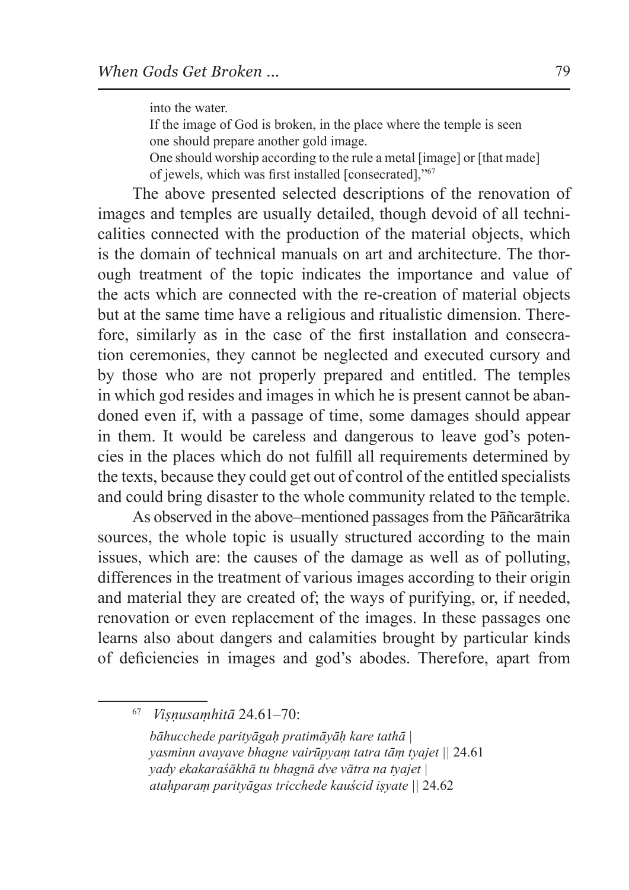> into the water.
> If the image of God is broken, in the place where the temple is seen one should prepare another gold image.
> One should worship according to the rule a metal [image] or [that made] of jewels, which was first installed [consecrated],"[67]

The above presented selected descriptions of the renovation of images and temples are usually detailed, though devoid of all technicalities connected with the production of the material objects, which is the domain of technical manuals on art and architecture. The thorough treatment of the topic indicates the importance and value of the acts which are connected with the re-creation of material objects but at the same time have a religious and ritualistic dimension. Therefore, similarly as in the case of the first installation and consecration ceremonies, they cannot be neglected and executed cursory and by those who are not properly prepared and entitled. The temples in which god resides and images in which he is present cannot be abandoned even if, with a passage of time, some damages should appear in them. It would be careless and dangerous to leave god's potencies in the places which do not fulfill all requirements determined by the texts, because they could get out of control of the entitled specialists and could bring disaster to the whole community related to the temple.

As observed in the above–mentioned passages from the Pāñcarātrika sources, the whole topic is usually structured according to the main issues, which are: the causes of the damage as well as of polluting, differences in the treatment of various images according to their origin and material they are created of; the ways of purifying, or, if needed, renovation or even replacement of the images. In these passages one learns also about dangers and calamities brought by particular kinds of deficiencies in images and god's abodes. Therefore, apart from

---

[67] *Viṣṇusaṃhitā* 24.61–70:

*bāhucchede parityāgaḥ pratimāyāḥ kare tathā |*
*yasminn avayave bhagne vairūpyaṃ tatra tāṃ tyajet* || 24.61
*yady ekakaraśākhā tu bhagnā dve vātra na tyajet |*
*ataḥparaṃ parityāgas tricchede kauścid iṣyate* || 24.62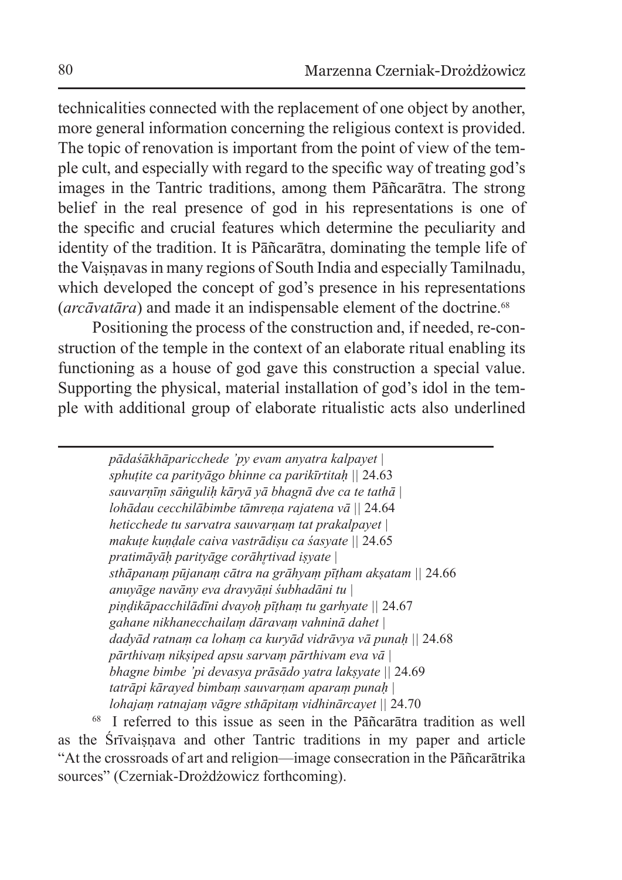technicalities connected with the replacement of one object by another, more general information concerning the religious context is provided. The topic of renovation is important from the point of view of the temple cult, and especially with regard to the specific way of treating god's images in the Tantric traditions, among them Pāñcarātra. The strong belief in the real presence of god in his representations is one of the specific and crucial features which determine the peculiarity and identity of the tradition. It is Pāñcarātra, dominating the temple life of the Vaiṣṇavas in many regions of South India and especially Tamilnadu, which developed the concept of god's presence in his representations (*arcāvatāra*) and made it an indispensable element of the doctrine.[68]

Positioning the process of the construction and, if needed, re-construction of the temple in the context of an elaborate ritual enabling its functioning as a house of god gave this construction a special value. Supporting the physical, material installation of god's idol in the temple with additional group of elaborate ritualistic acts also underlined

---

*pādaśākhāparicchede 'py evam anyatra kalpayet |*
*sphuṭite ca parityāgo bhinne ca parikīrtitaḥ ||* 24.63
*sauvarṇīṃ sāṅguliḥ kāryā yā bhagnā dve ca te tathā |*
*lohādau cecchilābimbe tāmreṇa rajatena vā ||* 24.64
*heticchede tu sarvatra sauvarṇaṃ tat prakalpayet |*
*makuṭe kuṇḍale caiva vastrādiṣu ca śasyate ||* 24.65
*pratimāyāḥ parityāge corāhṛtivad iṣyate |*
*sthāpanaṃ pūjanaṃ cātra na grāhyaṃ pīṭham akṣatam ||* 24.66
*anuyāge navāny eva dravyāṇi śubhadāni tu |*
*piṇḍikāpacchilādīni dvayoḥ pīṭhaṃ tu garhyate ||* 24.67
*gahane nikhanecchailaṃ dāravaṃ vahninā dahet |*
*dadyād ratnaṃ ca lohaṃ ca kuryād vidrāvya vā punaḥ ||* 24.68
*pārthivaṃ nikṣiped apsu sarvaṃ pārthivam eva vā |*
*bhagne bimbe 'pi devasya prāsādo yatra lakṣyate ||* 24.69
*tatrāpi kārayed bimbaṃ sauvarṇam aparaṃ punaḥ |*
*lohajaṃ ratnajaṃ vāgre sthāpitaṃ vidhinārcayet ||* 24.70

[68] I referred to this issue as seen in the Pāñcarātra tradition as well as the Śrīvaiṣṇava and other Tantric traditions in my paper and article "At the crossroads of art and religion—image consecration in the Pāñcarātrika sources" (Czerniak-Drożdżowicz forthcoming).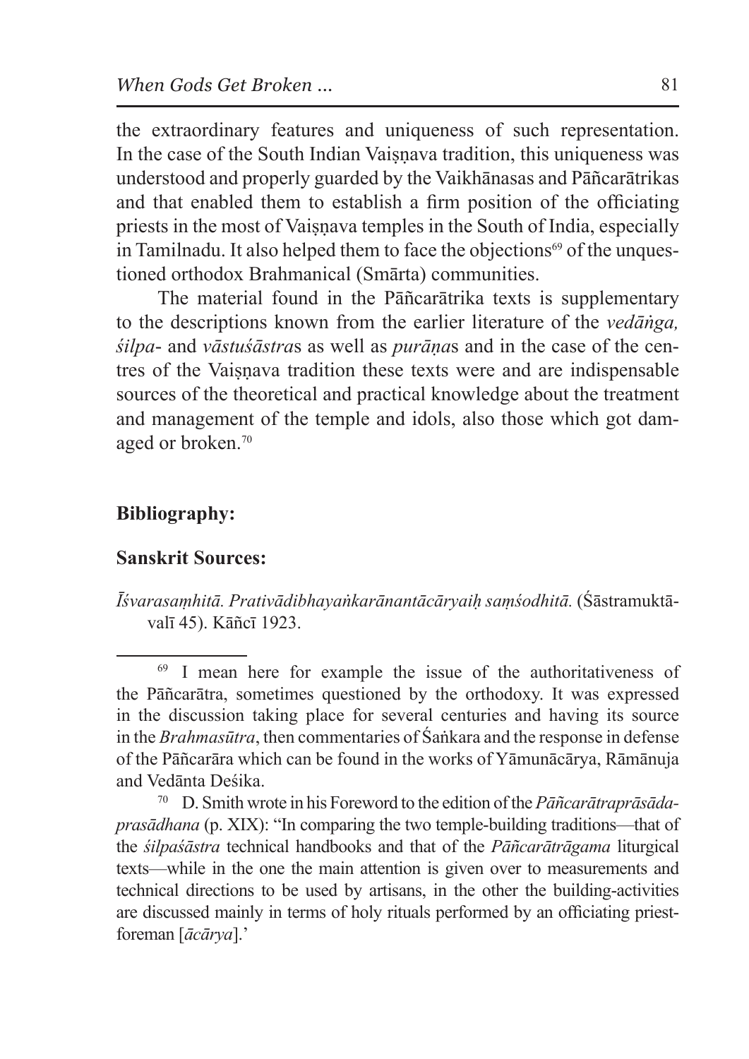the extraordinary features and uniqueness of such representation. In the case of the South Indian Vaiṣṇava tradition, this uniqueness was understood and properly guarded by the Vaikhānasas and Pāñcarātrikas and that enabled them to establish a firm position of the officiating priests in the most of Vaiṣṇava temples in the South of India, especially in Tamilnadu. It also helped them to face the objections[69] of the unquestioned orthodox Brahmanical (Smārta) communities.

The material found in the Pāñcarātrika texts is supplementary to the descriptions known from the earlier literature of the *vedāṅga, śilpa*- and *vāstuśāstra*s as well as *purāṇa*s and in the case of the centres of the Vaiṣṇava tradition these texts were and are indispensable sources of the theoretical and practical knowledge about the treatment and management of the temple and idols, also those which got damaged or broken.[70]

## Bibliography:

### Sanskrit Sources:

*Īśvarasaṃhitā. Prativādibhayaṅkarānantācāryaiḥ saṃśodhitā.* (Śāstramuktāvalī 45). Kāñcī 1923.

---

[69] I mean here for example the issue of the authoritativeness of the Pāñcarātra, sometimes questioned by the orthodoxy. It was expressed in the discussion taking place for several centuries and having its source in the *Brahmasūtra*, then commentaries of Śaṅkara and the response in defense of the Pāñcarāra which can be found in the works of Yāmunācārya, Rāmānuja and Vedānta Deśika.

[70] D. Smith wrote in his Foreword to the edition of the *Pāñcarātraprāsādaprasādhana* (p. XIX): "In comparing the two temple-building traditions—that of the *śilpaśāstra* technical handbooks and that of the *Pāñcarātrāgama* liturgical texts—while in the one the main attention is given over to measurements and technical directions to be used by artisans, in the other the building-activities are discussed mainly in terms of holy rituals performed by an officiating priest-foreman [*ācārya*].'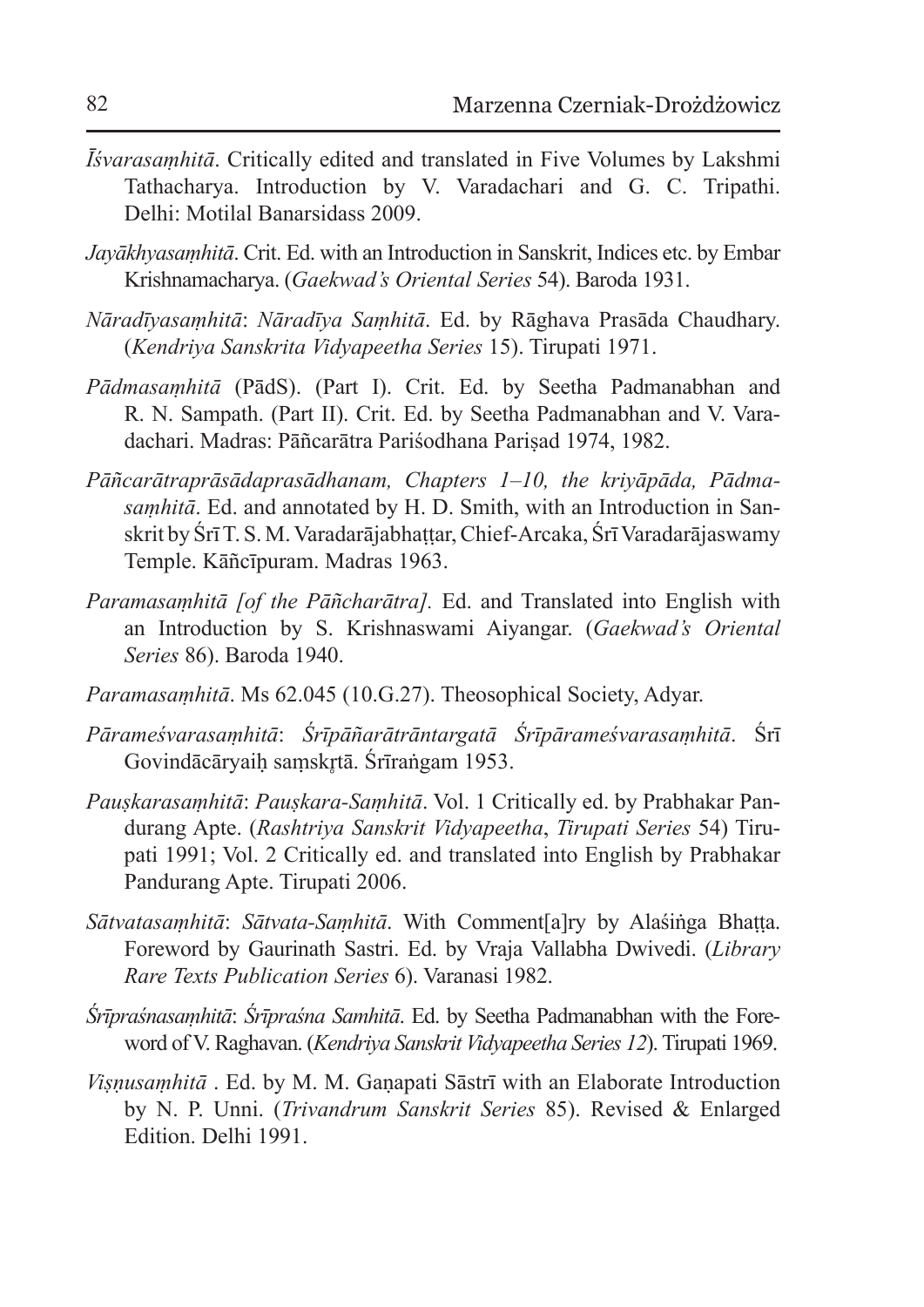*Īśvarasaṃhitā*. Critically edited and translated in Five Volumes by Lakshmi Tathacharya. Introduction by V. Varadachari and G. C. Tripathi. Delhi: Motilal Banarsidass 2009.

*Jayākhyasaṃhitā*. Crit. Ed. with an Introduction in Sanskrit, Indices etc. by Embar Krishnamacharya. (*Gaekwad's Oriental Series* 54). Baroda 1931.

*Nāradīyasaṃhitā*: *Nāradīya Saṃhitā*. Ed. by Rāghava Prasāda Chaudhary. (*Kendriya Sanskrita Vidyapeetha Series* 15). Tirupati 1971.

*Pādmasaṃhitā* (PādS). (Part I). Crit. Ed. by Seetha Padmanabhan and R. N. Sampath. (Part II). Crit. Ed. by Seetha Padmanabhan and V. Varadachari. Madras: Pāñcarātra Pariśodhana Pariṣad 1974, 1982.

*Pāñcarātraprāsādaprasādhanam, Chapters 1–10, the kriyāpāda, Pādmasaṃhitā*. Ed. and annotated by H. D. Smith, with an Introduction in Sanskrit by Śrī T. S. M. Varadarājabhaṭṭar, Chief-Arcaka, Śrī Varadarājaswamy Temple. Kāñcīpuram. Madras 1963.

*Paramasaṃhitā [of the Pāñcharātra]*. Ed. and Translated into English with an Introduction by S. Krishnaswami Aiyangar. (*Gaekwad's Oriental Series* 86). Baroda 1940.

*Paramasaṃhitā*. Ms 62.045 (10.G.27). Theosophical Society, Adyar.

*Pārameśvarasaṃhitā*: *Śrīpāñarātrāntargatā Śrīpārameśvarasaṃhitā*. Śrī Govindācāryaiḥ saṃskr̥tā. Śrīraṅgam 1953.

*Pauṣkarasaṃhitā*: *Pauṣkara-Saṃhitā*. Vol. 1 Critically ed. by Prabhakar Pandurang Apte. (*Rashtriya Sanskrit Vidyapeetha*, *Tirupati Series* 54) Tirupati 1991; Vol. 2 Critically ed. and translated into English by Prabhakar Pandurang Apte. Tirupati 2006.

*Sātvatasaṃhitā*: *Sātvata-Saṃhitā*. With Comment[a]ry by Alaśiṅga Bhaṭṭa. Foreword by Gaurinath Sastri. Ed. by Vraja Vallabha Dwivedi. (*Library Rare Texts Publication Series* 6). Varanasi 1982.

*Śrīpraśnasaṃhitā*: *Śrīpraśna Samhitā*. Ed. by Seetha Padmanabhan with the Foreword of V. Raghavan. (*Kendriya Sanskrita Vidyapeetha Series 12*). Tirupati 1969.

*Viṣṇusaṃhitā* . Ed. by M. M. Gaṇapati Sāstrī with an Elaborate Introduction by N. P. Unni. (*Trivandrum Sanskrit Series* 85). Revised & Enlarged Edition. Delhi 1991.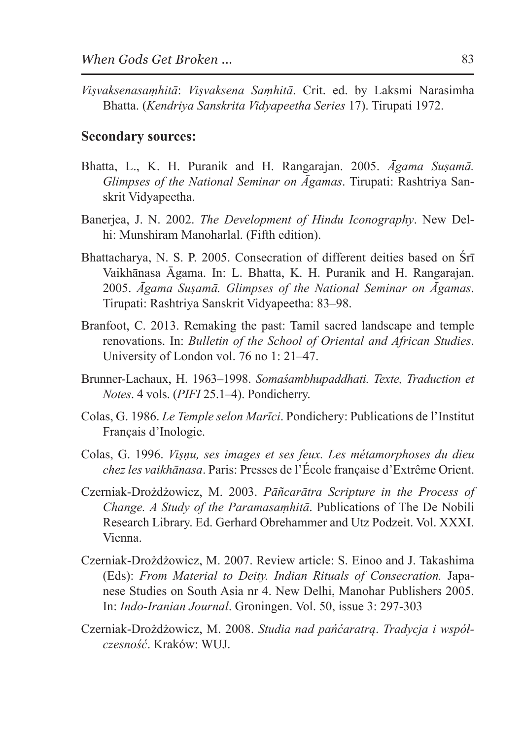*Viṣvaksenasaṃhitā*: *Viṣvaksena Saṃhitā*. Crit. ed. by Laksmi Narasimha Bhatta. (*Kendriya Sanskrita Vidyapeetha Series* 17). Tirupati 1972.

## Secondary sources:

Bhatta, L., K. H. Puranik and H. Rangarajan. 2005. *Āgama Suṣamā. Glimpses of the National Seminar on Āgamas*. Tirupati: Rashtriya Sanskrit Vidyapeetha.

Banerjea, J. N. 2002. *The Development of Hindu Iconography*. New Delhi: Munshiram Manoharlal. (Fifth edition).

Bhattacharya, N. S. P. 2005. Consecration of different deities based on Śrī Vaikhānasa Āgama. In: L. Bhatta, K. H. Puranik and H. Rangarajan. 2005. *Āgama Suṣamā. Glimpses of the National Seminar on Āgamas*. Tirupati: Rashtriya Sanskrit Vidyapeetha: 83–98.

Branfoot, C. 2013. Remaking the past: Tamil sacred landscape and temple renovations. In: *Bulletin of the School of Oriental and African Studies*. University of London vol. 76 no 1: 21–47.

Brunner-Lachaux, H. 1963–1998. *Somaśambhupaddhati. Texte, Traduction et Notes*. 4 vols. (*PIFI* 25.1–4). Pondicherry.

Colas, G. 1986. *Le Temple selon Marīci*. Pondichery: Publications de l'Institut Français d'Inologie.

Colas, G. 1996. *Viṣṇu, ses images et ses feux. Les métamorphoses du dieu chez les vaikhānasa*. Paris: Presses de l'École française d'Extrême Orient.

Czerniak-Drożdżowicz, M. 2003. *Pāñcarātra Scripture in the Process of Change. A Study of the Paramasaṃhitā*. Publications of The De Nobili Research Library. Ed. Gerhard Obrehammer and Utz Podzeit. Vol. XXXI. Vienna.

Czerniak-Drożdżowicz, M. 2007. Review article: S. Einoo and J. Takashima (Eds): *From Material to Deity. Indian Rituals of Consecration.* Japanese Studies on South Asia nr 4. New Delhi, Manohar Publishers 2005. In: *Indo-Iranian Journal*. Groningen. Vol. 50, issue 3: 297-303

Czerniak-Drożdżowicz, M. 2008. *Studia nad pańćaratrą*. *Tradycja i współczesność*. Kraków: WUJ.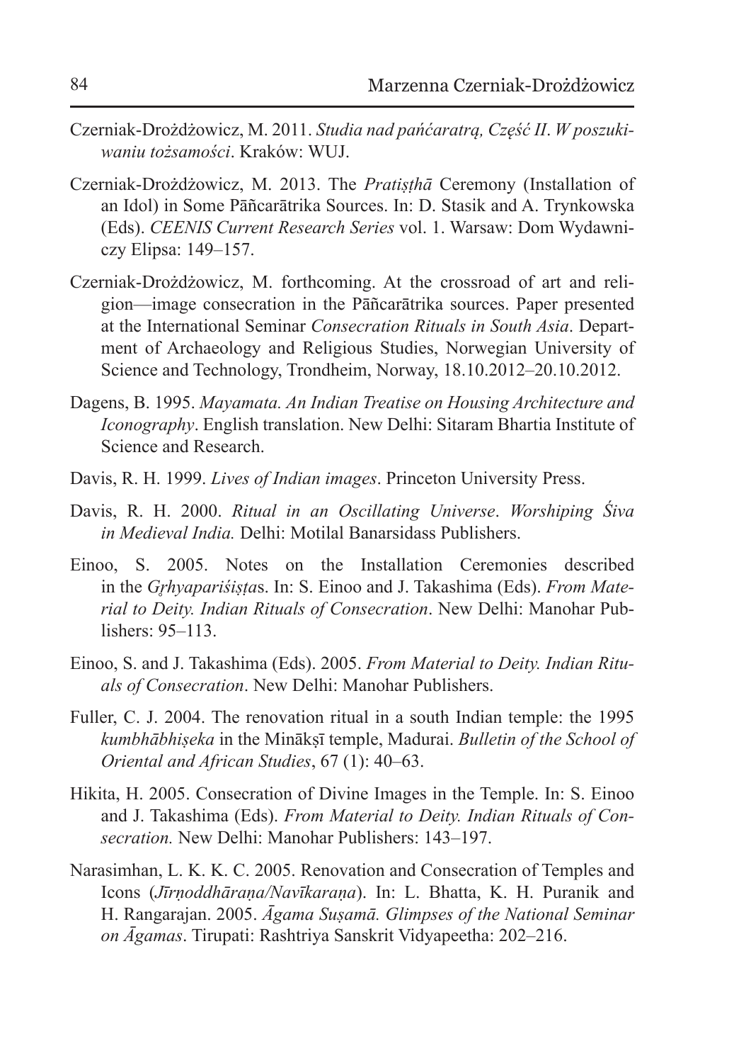Czerniak-Drożdżowicz, M. 2011. *Studia nad pańćaratrą, Część II. W poszukiwaniu tożsamości*. Kraków: WUJ.

Czerniak-Drożdżowicz, M. 2013. The *Pratiṣṭhā* Ceremony (Installation of an Idol) in Some Pāñcarātrika Sources. In: D. Stasik and A. Trynkowska (Eds). *CEENIS Current Research Series* vol. 1. Warsaw: Dom Wydawniczy Elipsa: 149–157.

Czerniak-Drożdżowicz, M. forthcoming. At the crossroad of art and religion—image consecration in the Pāñcarātrika sources. Paper presented at the International Seminar *Consecration Rituals in South Asia*. Department of Archaeology and Religious Studies, Norwegian University of Science and Technology, Trondheim, Norway, 18.10.2012–20.10.2012.

Dagens, B. 1995. *Mayamata. An Indian Treatise on Housing Architecture and Iconography*. English translation. New Delhi: Sitaram Bhartia Institute of Science and Research.

Davis, R. H. 1999. *Lives of Indian images*. Princeton University Press.

Davis, R. H. 2000. *Ritual in an Oscillating Universe*. *Worshiping Śiva in Medieval India.* Delhi: Motilal Banarsidass Publishers.

Einoo, S. 2005. Notes on the Installation Ceremonies described in the *Gṛhyapariśiṣṭa*s. In: S. Einoo and J. Takashima (Eds). *From Material to Deity. Indian Rituals of Consecration*. New Delhi: Manohar Publishers: 95–113.

Einoo, S. and J. Takashima (Eds). 2005. *From Material to Deity. Indian Rituals of Consecration*. New Delhi: Manohar Publishers.

Fuller, C. J. 2004. The renovation ritual in a south Indian temple: the 1995 *kumbhābhiṣeka* in the Mīnākṣī temple, Madurai. *Bulletin of the School of Oriental and African Studies*, 67 (1): 40–63.

Hikita, H. 2005. Consecration of Divine Images in the Temple. In: S. Einoo and J. Takashima (Eds). *From Material to Deity. Indian Rituals of Consecration.* New Delhi: Manohar Publishers: 143–197.

Narasimhan, L. K. K. C. 2005. Renovation and Consecration of Temples and Icons (*Jīrṇoddhāraṇa/Navīkaraṇa*). In: L. Bhatta, K. H. Puranik and H. Rangarajan. 2005. *Āgama Suṣamā. Glimpses of the National Seminar on Āgamas*. Tirupati: Rashtriya Sanskrit Vidyapeetha: 202–216.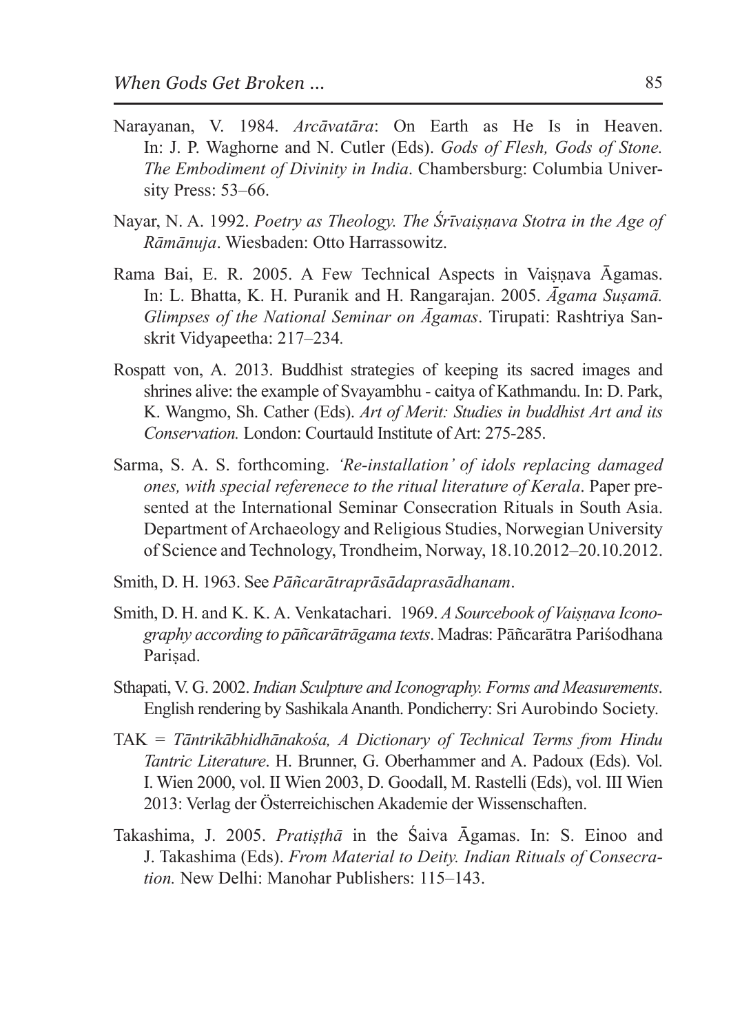Narayanan, V. 1984. *Arcāvatāra*: On Earth as He Is in Heaven. In: J. P. Waghorne and N. Cutler (Eds). *Gods of Flesh, Gods of Stone. The Embodiment of Divinity in India*. Chambersburg: Columbia University Press: 53–66.

Nayar, N. A. 1992. *Poetry as Theology. The Śrīvaiṣṇava Stotra in the Age of Rāmānuja*. Wiesbaden: Otto Harrassowitz.

Rama Bai, E. R. 2005. A Few Technical Aspects in Vaiṣṇava Āgamas. In: L. Bhatta, K. H. Puranik and H. Rangarajan. 2005. *Āgama Suṣamā. Glimpses of the National Seminar on Āgamas*. Tirupati: Rashtriya Sanskrit Vidyapeetha: 217–234.

Rospatt von, A. 2013. Buddhist strategies of keeping its sacred images and shrines alive: the example of Svayambhu - caitya of Kathmandu. In: D. Park, K. Wangmo, Sh. Cather (Eds). *Art of Merit: Studies in buddhist Art and its Conservation.* London: Courtauld Institute of Art: 275-285.

Sarma, S. A. S. forthcoming. *'Re-installation' of idols replacing damaged ones, with special referenece to the ritual literature of Kerala*. Paper presented at the International Seminar Consecration Rituals in South Asia. Department of Archaeology and Religious Studies, Norwegian University of Science and Technology, Trondheim, Norway, 18.10.2012–20.10.2012.

Smith, D. H. 1963. See *Pāñcarātraprāsādaprasādhanam*.

Smith, D. H. and K. K. A. Venkatachari. 1969. *A Sourcebook of Vaiṣṇava Iconography according to pāñcarātrāgama texts*. Madras: Pāñcarātra Pariśodhana Pariṣad.

Sthapati, V. G. 2002. *Indian Sculpture and Iconography. Forms and Measurements*. English rendering by Sashikala Ananth. Pondicherry: Sri Aurobindo Society.

TAK = *Tāntrikābhidhānakośa, A Dictionary of Technical Terms from Hindu Tantric Literature*. H. Brunner, G. Oberhammer and A. Padoux (Eds). Vol. I. Wien 2000, vol. II Wien 2003, D. Goodall, M. Rastelli (Eds), vol. III Wien 2013: Verlag der Österreichischen Akademie der Wissenschaften.

Takashima, J. 2005. *Pratiṣṭhā* in the Śaiva Āgamas. In: S. Einoo and J. Takashima (Eds). *From Material to Deity. Indian Rituals of Consecration.* New Delhi: Manohar Publishers: 115–143.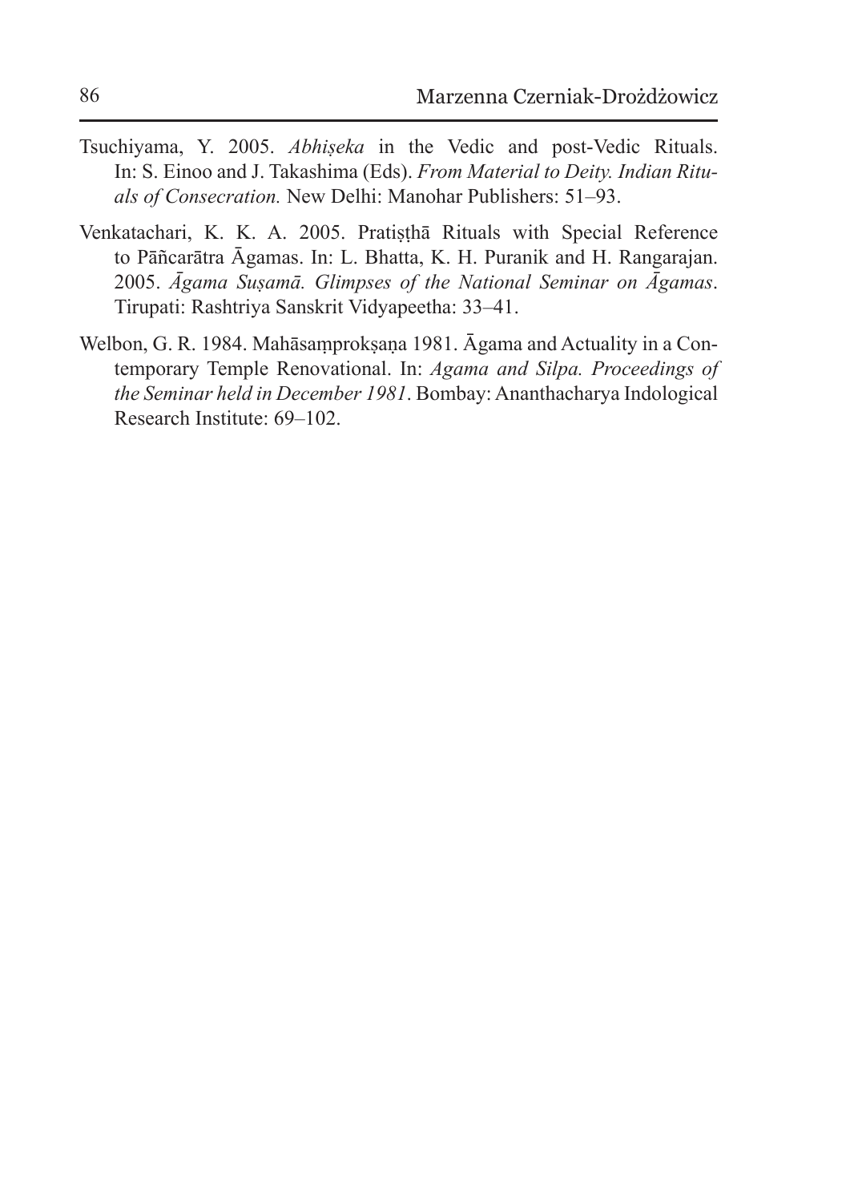Tsuchiyama, Y. 2005. *Abhiṣeka* in the Vedic and post-Vedic Rituals. In: S. Einoo and J. Takashima (Eds). *From Material to Deity. Indian Rituals of Consecration.* New Delhi: Manohar Publishers: 51–93.

Venkatachari, K. K. A. 2005. Pratiṣṭhā Rituals with Special Reference to Pāñcarātra Āgamas. In: L. Bhatta, K. H. Puranik and H. Rangarajan. 2005. *Āgama Suṣamā. Glimpses of the National Seminar on Āgamas*. Tirupati: Rashtriya Sanskrit Vidyapeetha: 33–41.

Welbon, G. R. 1984. Mahāsaṃprokṣaṇa 1981. Āgama and Actuality in a Contemporary Temple Renovational. In: *Agama and Silpa. Proceedings of the Seminar held in December 1981*. Bombay: Ananthacharya Indological Research Institute: 69–102.